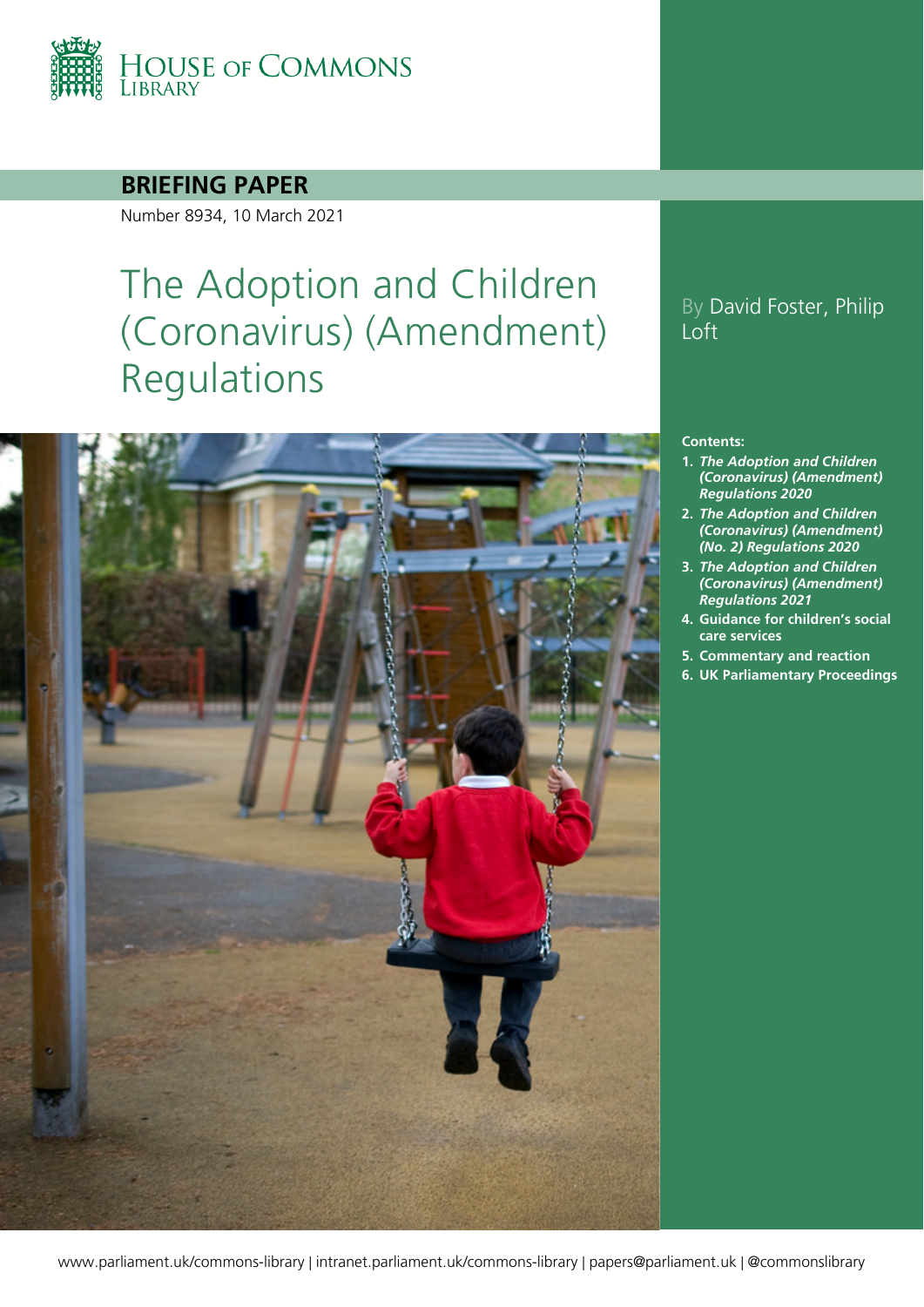HOUSE OF COMMONS LIBRARY

**BRIEFING PAPER**

Number 8934, 10 March 2021

# The Adoption and Children (Coronavirus) (Amendment) Regulations

By David Foster, Philip Loft

**Contents:**

1. ***The Adoption and Children (Coronavirus) (Amendment) Regulations 2020***
2. ***The Adoption and Children (Coronavirus) (Amendment) (No. 2) Regulations 2020***
3. ***The Adoption and Children (Coronavirus) (Amendment) Regulations 2021***
4. **Guidance for children's social care services**
5. **Commentary and reaction**
6. **UK Parliamentary Proceedings**

www.parliament.uk/commons-library | intranet.parliament.uk/commons-library | papers@parliament.uk | @commonslibrary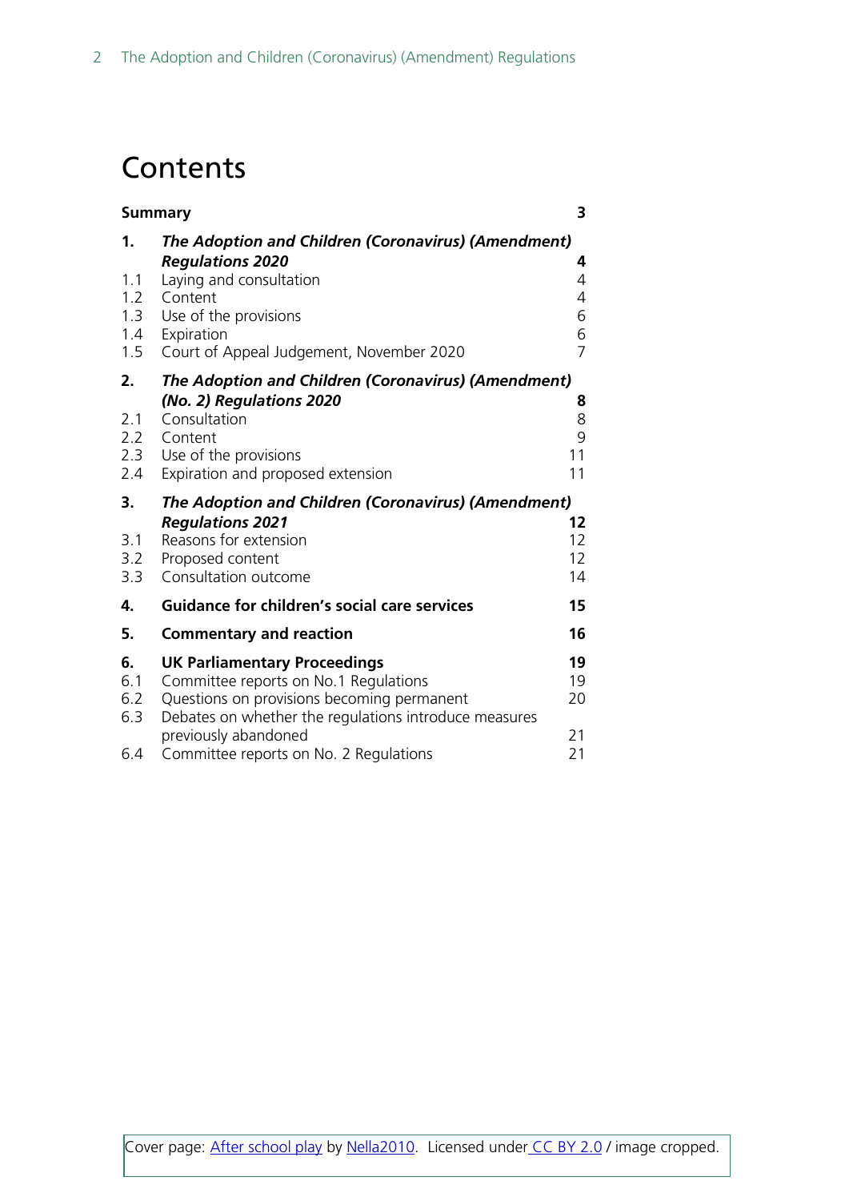# Contents

| | | |
|---|---|---|
| **Summary** | | **3** |
| **1.** | ***The Adoption and Children (Coronavirus) (Amendment) Regulations 2020*** | **4** |
| 1.1 | Laying and consultation | 4 |
| 1.2 | Content | 4 |
| 1.3 | Use of the provisions | 6 |
| 1.4 | Expiration | 6 |
| 1.5 | Court of Appeal Judgement, November 2020 | 7 |
| **2.** | ***The Adoption and Children (Coronavirus) (Amendment) (No. 2) Regulations 2020*** | **8** |
| 2.1 | Consultation | 8 |
| 2.2 | Content | 9 |
| 2.3 | Use of the provisions | 11 |
| 2.4 | Expiration and proposed extension | 11 |
| **3.** | ***The Adoption and Children (Coronavirus) (Amendment) Regulations 2021*** | **12** |
| 3.1 | Reasons for extension | 12 |
| 3.2 | Proposed content | 12 |
| 3.3 | Consultation outcome | 14 |
| **4.** | **Guidance for children's social care services** | **15** |
| **5.** | **Commentary and reaction** | **16** |
| **6.** | **UK Parliamentary Proceedings** | **19** |
| 6.1 | Committee reports on No.1 Regulations | 19 |
| 6.2 | Questions on provisions becoming permanent | 20 |
| 6.3 | Debates on whether the regulations introduce measures previously abandoned | 21 |
| 6.4 | Committee reports on No. 2 Regulations | 21 |

Cover page: After school play by Nella2010. Licensed under CC BY 2.0 / image cropped.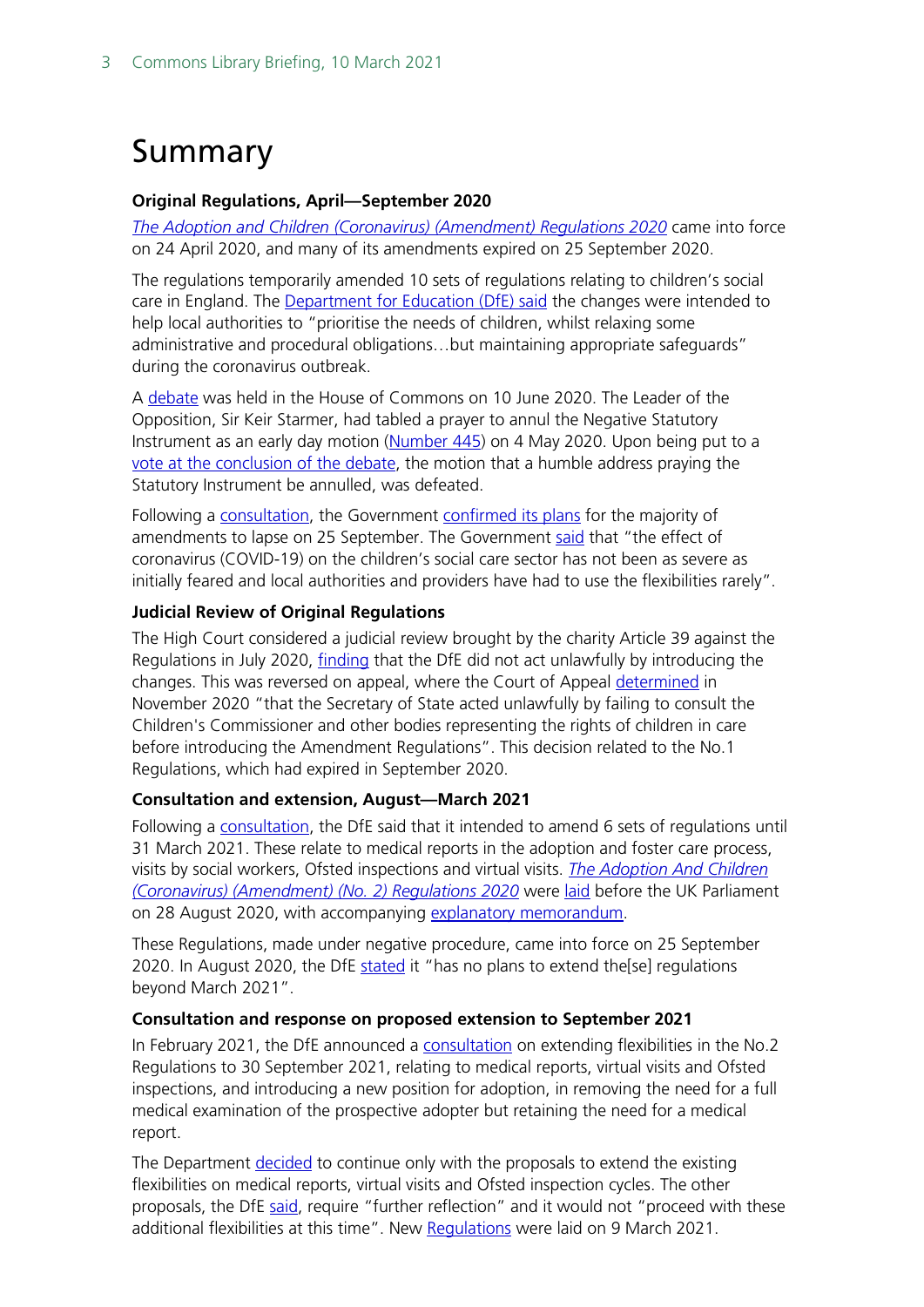# Summary

**Original Regulations, April—September 2020**

*The Adoption and Children (Coronavirus) (Amendment) Regulations 2020* came into force on 24 April 2020, and many of its amendments expired on 25 September 2020.

The regulations temporarily amended 10 sets of regulations relating to children's social care in England. The Department for Education (DfE) said the changes were intended to help local authorities to "prioritise the needs of children, whilst relaxing some administrative and procedural obligations…but maintaining appropriate safeguards" during the coronavirus outbreak.

A debate was held in the House of Commons on 10 June 2020. The Leader of the Opposition, Sir Keir Starmer, had tabled a prayer to annul the Negative Statutory Instrument as an early day motion (Number 445) on 4 May 2020. Upon being put to a vote at the conclusion of the debate, the motion that a humble address praying the Statutory Instrument be annulled, was defeated.

Following a consultation, the Government confirmed its plans for the majority of amendments to lapse on 25 September. The Government said that "the effect of coronavirus (COVID-19) on the children's social care sector has not been as severe as initially feared and local authorities and providers have had to use the flexibilities rarely".

**Judicial Review of Original Regulations**

The High Court considered a judicial review brought by the charity Article 39 against the Regulations in July 2020, finding that the DfE did not act unlawfully by introducing the changes. This was reversed on appeal, where the Court of Appeal determined in November 2020 "that the Secretary of State acted unlawfully by failing to consult the Children's Commissioner and other bodies representing the rights of children in care before introducing the Amendment Regulations". This decision related to the No.1 Regulations, which had expired in September 2020.

**Consultation and extension, August—March 2021**

Following a consultation, the DfE said that it intended to amend 6 sets of regulations until 31 March 2021. These relate to medical reports in the adoption and foster care process, visits by social workers, Ofsted inspections and virtual visits. *The Adoption And Children (Coronavirus) (Amendment) (No. 2) Regulations 2020* were laid before the UK Parliament on 28 August 2020, with accompanying explanatory memorandum.

These Regulations, made under negative procedure, came into force on 25 September 2020. In August 2020, the DfE stated it "has no plans to extend the[se] regulations beyond March 2021".

**Consultation and response on proposed extension to September 2021**

In February 2021, the DfE announced a consultation on extending flexibilities in the No.2 Regulations to 30 September 2021, relating to medical reports, virtual visits and Ofsted inspections, and introducing a new position for adoption, in removing the need for a full medical examination of the prospective adopter but retaining the need for a medical report.

The Department decided to continue only with the proposals to extend the existing flexibilities on medical reports, virtual visits and Ofsted inspection cycles. The other proposals, the DfE said, require "further reflection" and it would not "proceed with these additional flexibilities at this time". New Regulations were laid on 9 March 2021.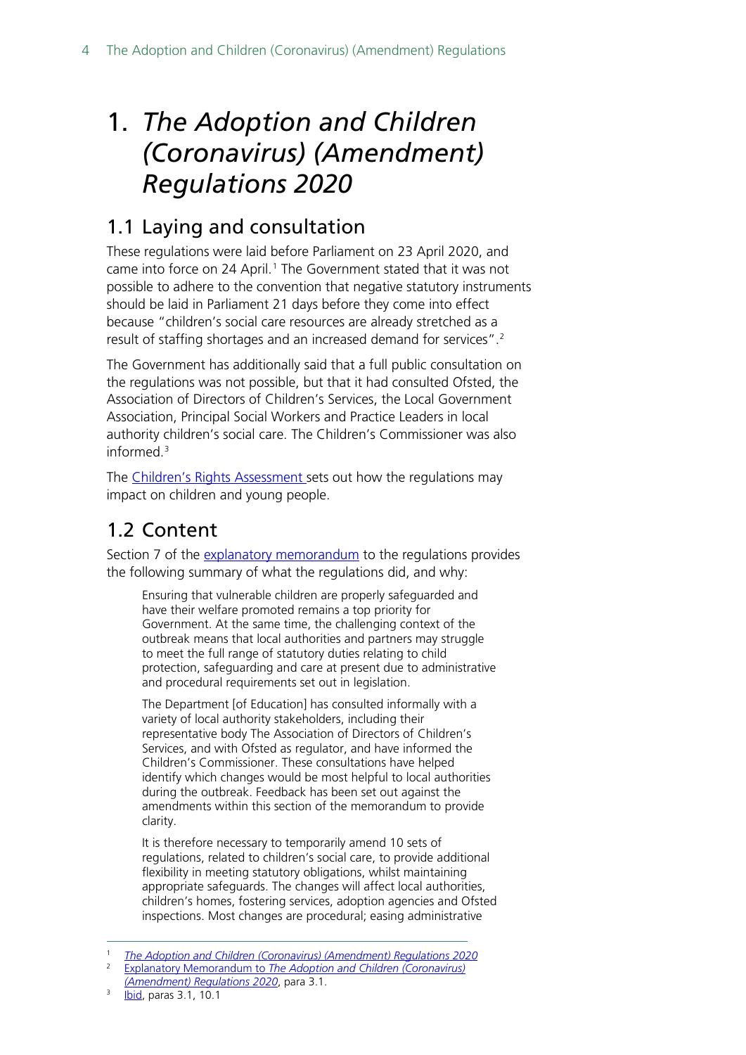# 1. *The Adoption and Children (Coronavirus) (Amendment) Regulations 2020*

## 1.1 Laying and consultation

These regulations were laid before Parliament on 23 April 2020, and came into force on 24 April.[1] The Government stated that it was not possible to adhere to the convention that negative statutory instruments should be laid in Parliament 21 days before they come into effect because "children's social care resources are already stretched as a result of staffing shortages and an increased demand for services".[2]

The Government has additionally said that a full public consultation on the regulations was not possible, but that it had consulted Ofsted, the Association of Directors of Children's Services, the Local Government Association, Principal Social Workers and Practice Leaders in local authority children's social care. The Children's Commissioner was also informed.[3]

The [Children's Rights Assessment](#) sets out how the regulations may impact on children and young people.

## 1.2 Content

Section 7 of the [explanatory memorandum](#) to the regulations provides the following summary of what the regulations did, and why:

> Ensuring that vulnerable children are properly safeguarded and have their welfare promoted remains a top priority for Government. At the same time, the challenging context of the outbreak means that local authorities and partners may struggle to meet the full range of statutory duties relating to child protection, safeguarding and care at present due to administrative and procedural requirements set out in legislation.
>
> The Department [of Education] has consulted informally with a variety of local authority stakeholders, including their representative body The Association of Directors of Children's Services, and with Ofsted as regulator, and have informed the Children's Commissioner. These consultations have helped identify which changes would be most helpful to local authorities during the outbreak. Feedback has been set out against the amendments within this section of the memorandum to provide clarity.
>
> It is therefore necessary to temporarily amend 10 sets of regulations, related to children's social care, to provide additional flexibility in meeting statutory obligations, whilst maintaining appropriate safeguards. The changes will affect local authorities, children's homes, fostering services, adoption agencies and Ofsted inspections. Most changes are procedural; easing administrative

---

[1] *The Adoption and Children (Coronavirus) (Amendment) Regulations 2020*

[2] Explanatory Memorandum to *The Adoption and Children (Coronavirus) (Amendment) Regulations 2020*, para 3.1.

[3] Ibid, paras 3.1, 10.1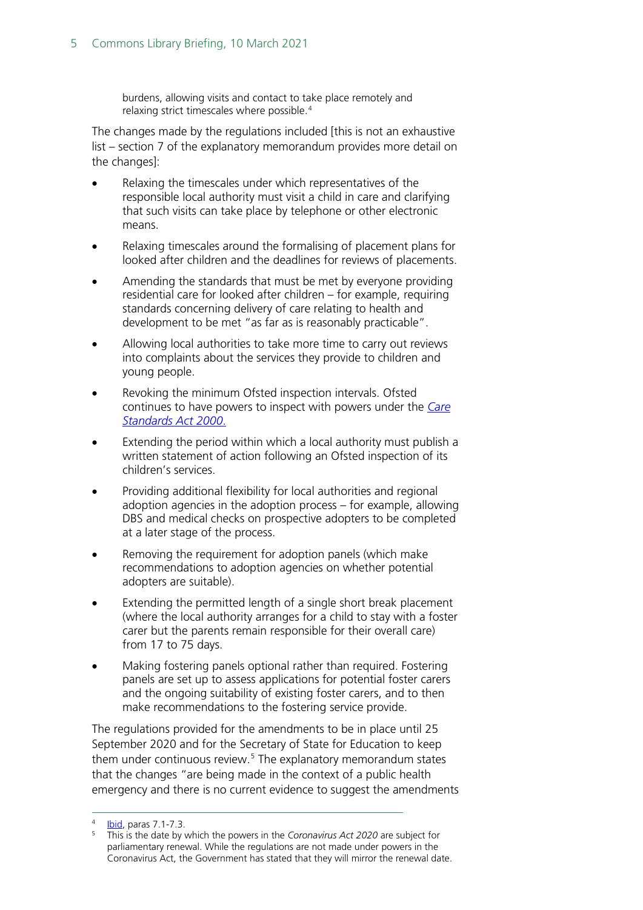> burdens, allowing visits and contact to take place remotely and relaxing strict timescales where possible.[4]

The changes made by the regulations included [this is not an exhaustive list – section 7 of the explanatory memorandum provides more detail on the changes]:

- Relaxing the timescales under which representatives of the responsible local authority must visit a child in care and clarifying that such visits can take place by telephone or other electronic means.
- Relaxing timescales around the formalising of placement plans for looked after children and the deadlines for reviews of placements.
- Amending the standards that must be met by everyone providing residential care for looked after children – for example, requiring standards concerning delivery of care relating to health and development to be met "as far as is reasonably practicable".
- Allowing local authorities to take more time to carry out reviews into complaints about the services they provide to children and young people.
- Revoking the minimum Ofsted inspection intervals. Ofsted continues to have powers to inspect with powers under the *Care Standards Act 2000*.
- Extending the period within which a local authority must publish a written statement of action following an Ofsted inspection of its children's services.
- Providing additional flexibility for local authorities and regional adoption agencies in the adoption process – for example, allowing DBS and medical checks on prospective adopters to be completed at a later stage of the process.
- Removing the requirement for adoption panels (which make recommendations to adoption agencies on whether potential adopters are suitable).
- Extending the permitted length of a single short break placement (where the local authority arranges for a child to stay with a foster carer but the parents remain responsible for their overall care) from 17 to 75 days.
- Making fostering panels optional rather than required. Fostering panels are set up to assess applications for potential foster carers and the ongoing suitability of existing foster carers, and to then make recommendations to the fostering service provide.

The regulations provided for the amendments to be in place until 25 September 2020 and for the Secretary of State for Education to keep them under continuous review.[5] The explanatory memorandum states that the changes "are being made in the context of a public health emergency and there is no current evidence to suggest the amendments

---

[4] Ibid, paras 7.1-7.3.

[5] This is the date by which the powers in the *Coronavirus Act 2020* are subject for parliamentary renewal. While the regulations are not made under powers in the Coronavirus Act, the Government has stated that they will mirror the renewal date.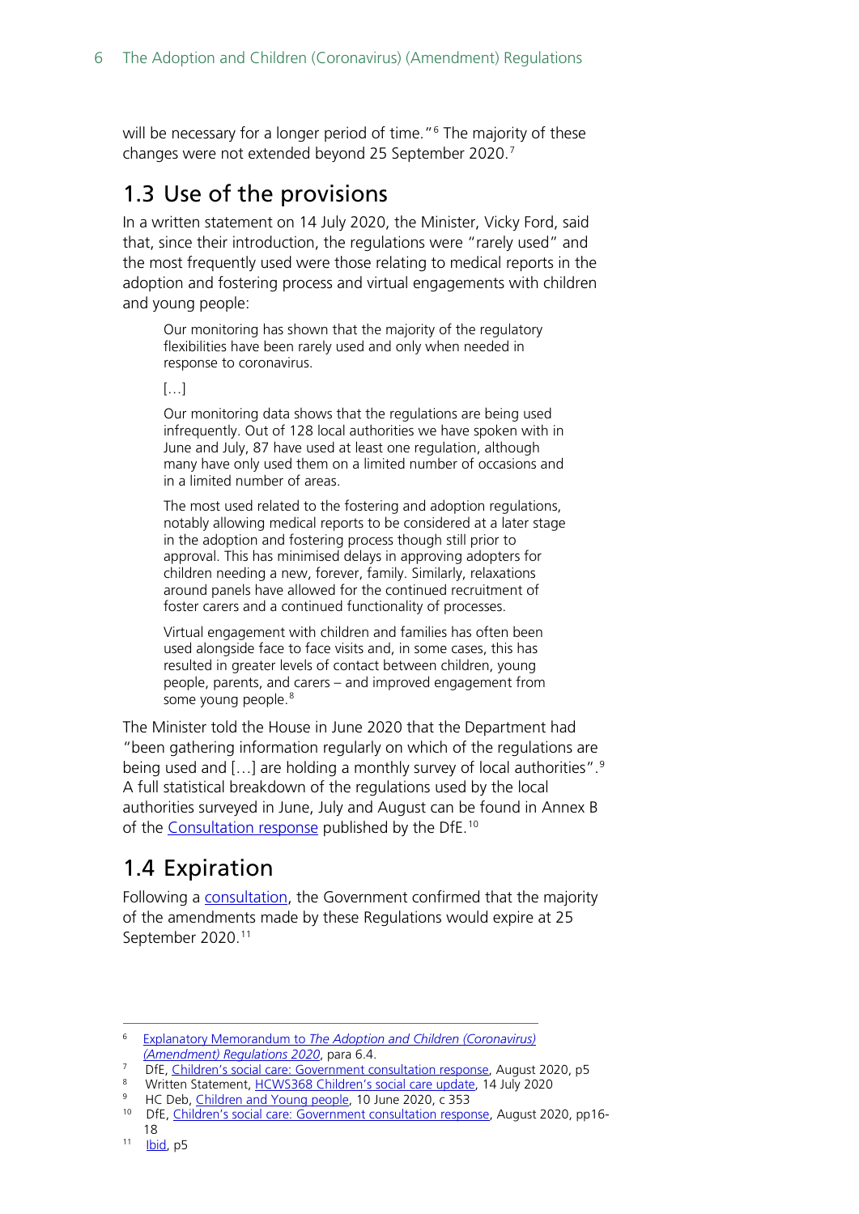will be necessary for a longer period of time."[6] The majority of these changes were not extended beyond 25 September 2020.[7]

## 1.3 Use of the provisions

In a written statement on 14 July 2020, the Minister, Vicky Ford, said that, since their introduction, the regulations were "rarely used" and the most frequently used were those relating to medical reports in the adoption and fostering process and virtual engagements with children and young people:

> Our monitoring has shown that the majority of the regulatory flexibilities have been rarely used and only when needed in response to coronavirus.
>
> […]
>
> Our monitoring data shows that the regulations are being used infrequently. Out of 128 local authorities we have spoken with in June and July, 87 have used at least one regulation, although many have only used them on a limited number of occasions and in a limited number of areas.
>
> The most used related to the fostering and adoption regulations, notably allowing medical reports to be considered at a later stage in the adoption and fostering process though still prior to approval. This has minimised delays in approving adopters for children needing a new, forever, family. Similarly, relaxations around panels have allowed for the continued recruitment of foster carers and a continued functionality of processes.
>
> Virtual engagement with children and families has often been used alongside face to face visits and, in some cases, this has resulted in greater levels of contact between children, young people, parents, and carers – and improved engagement from some young people.[8]

The Minister told the House in June 2020 that the Department had "been gathering information regularly on which of the regulations are being used and […] are holding a monthly survey of local authorities".[9] A full statistical breakdown of the regulations used by the local authorities surveyed in June, July and August can be found in Annex B of the Consultation response published by the DfE.[10]

## 1.4 Expiration

Following a consultation, the Government confirmed that the majority of the amendments made by these Regulations would expire at 25 September 2020.[11]

---

6 Explanatory Memorandum to *The Adoption and Children (Coronavirus) (Amendment) Regulations 2020*, para 6.4.

7 DfE, Children's social care: Government consultation response, August 2020, p5

8 Written Statement, HCWS368 Children's social care update, 14 July 2020

9 HC Deb, Children and Young people, 10 June 2020, c 353

10 DfE, Children's social care: Government consultation response, August 2020, pp16-18

11 Ibid, p5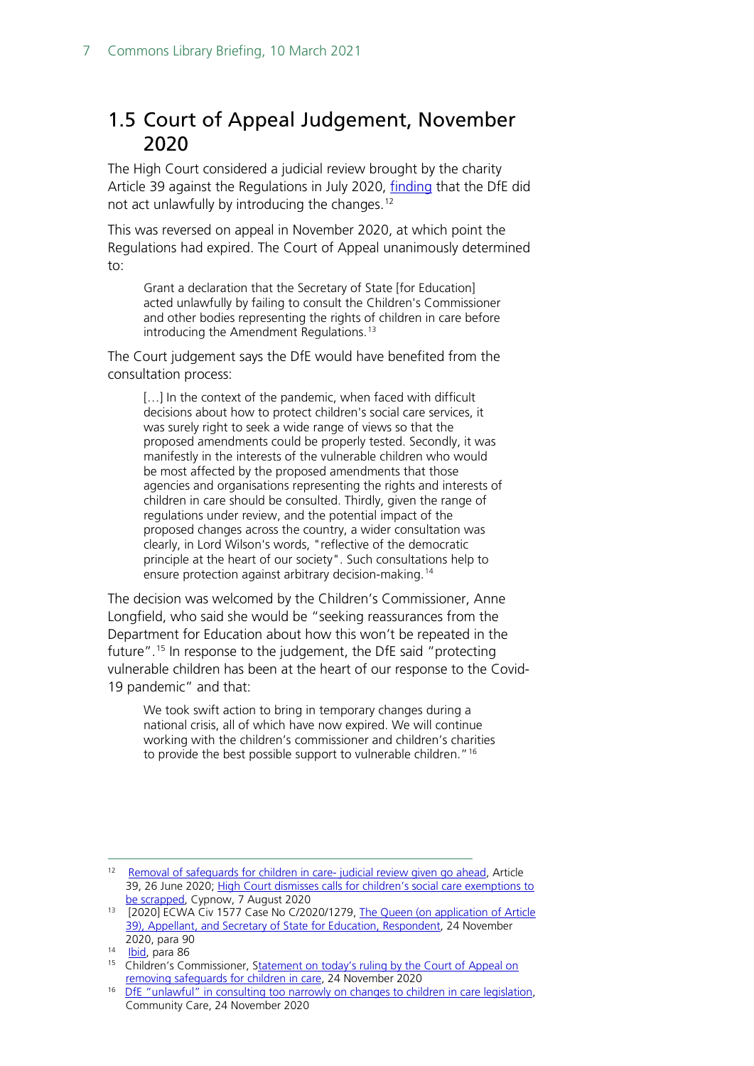## 1.5 Court of Appeal Judgement, November 2020

The High Court considered a judicial review brought by the charity Article 39 against the Regulations in July 2020, finding that the DfE did not act unlawfully by introducing the changes.[12]

This was reversed on appeal in November 2020, at which point the Regulations had expired. The Court of Appeal unanimously determined to:

> Grant a declaration that the Secretary of State [for Education] acted unlawfully by failing to consult the Children's Commissioner and other bodies representing the rights of children in care before introducing the Amendment Regulations.[13]

The Court judgement says the DfE would have benefited from the consultation process:

> […] In the context of the pandemic, when faced with difficult decisions about how to protect children's social care services, it was surely right to seek a wide range of views so that the proposed amendments could be properly tested. Secondly, it was manifestly in the interests of the vulnerable children who would be most affected by the proposed amendments that those agencies and organisations representing the rights and interests of children in care should be consulted. Thirdly, given the range of regulations under review, and the potential impact of the proposed changes across the country, a wider consultation was clearly, in Lord Wilson's words, "reflective of the democratic principle at the heart of our society". Such consultations help to ensure protection against arbitrary decision-making.[14]

The decision was welcomed by the Children's Commissioner, Anne Longfield, who said she would be "seeking reassurances from the Department for Education about how this won't be repeated in the future".[15] In response to the judgement, the DfE said "protecting vulnerable children has been at the heart of our response to the Covid-19 pandemic" and that:

> We took swift action to bring in temporary changes during a national crisis, all of which have now expired. We will continue working with the children's commissioner and children's charities to provide the best possible support to vulnerable children."[16]

---

[12] Removal of safeguards for children in care- judicial review given go ahead, Article 39, 26 June 2020; High Court dismisses calls for children's social care exemptions to be scrapped, Cypnow, 7 August 2020

[13] [2020] ECWA Civ 1577 Case No C/2020/1279, The Queen (on application of Article 39), Appellant, and Secretary of State for Education, Respondent, 24 November 2020, para 90

[14] Ibid, para 86

[15] Children's Commissioner, Statement on today's ruling by the Court of Appeal on removing safeguards for children in care, 24 November 2020

[16] DfE "unlawful" in consulting too narrowly on changes to children in care legislation, Community Care, 24 November 2020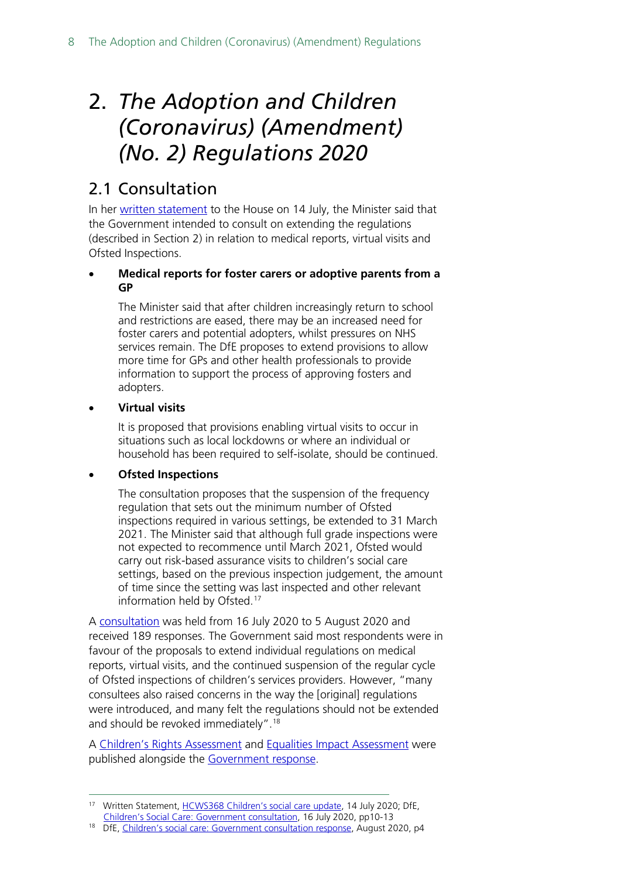# 2. *The Adoption and Children (Coronavirus) (Amendment) (No. 2) Regulations 2020*

## 2.1 Consultation

In her written statement to the House on 14 July, the Minister said that the Government intended to consult on extending the regulations (described in Section 2) in relation to medical reports, virtual visits and Ofsted Inspections.

- **Medical reports for foster carers or adoptive parents from a GP**

  The Minister said that after children increasingly return to school and restrictions are eased, there may be an increased need for foster carers and potential adopters, whilst pressures on NHS services remain. The DfE proposes to extend provisions to allow more time for GPs and other health professionals to provide information to support the process of approving fosters and adopters.

- **Virtual visits**

  It is proposed that provisions enabling virtual visits to occur in situations such as local lockdowns or where an individual or household has been required to self-isolate, should be continued.

- **Ofsted Inspections**

  The consultation proposes that the suspension of the frequency regulation that sets out the minimum number of Ofsted inspections required in various settings, be extended to 31 March 2021. The Minister said that although full grade inspections were not expected to recommence until March 2021, Ofsted would carry out risk-based assurance visits to children's social care settings, based on the previous inspection judgement, the amount of time since the setting was last inspected and other relevant information held by Ofsted.[17]

A consultation was held from 16 July 2020 to 5 August 2020 and received 189 responses. The Government said most respondents were in favour of the proposals to extend individual regulations on medical reports, virtual visits, and the continued suspension of the regular cycle of Ofsted inspections of children's services providers. However, "many consultees also raised concerns in the way the [original] regulations were introduced, and many felt the regulations should not be extended and should be revoked immediately".[18]

A Children's Rights Assessment and Equalities Impact Assessment were published alongside the Government response.

---

[17] Written Statement, HCWS368 Children's social care update, 14 July 2020; DfE, Children's Social Care: Government consultation, 16 July 2020, pp10-13

[18] DfE, Children's social care: Government consultation response, August 2020, p4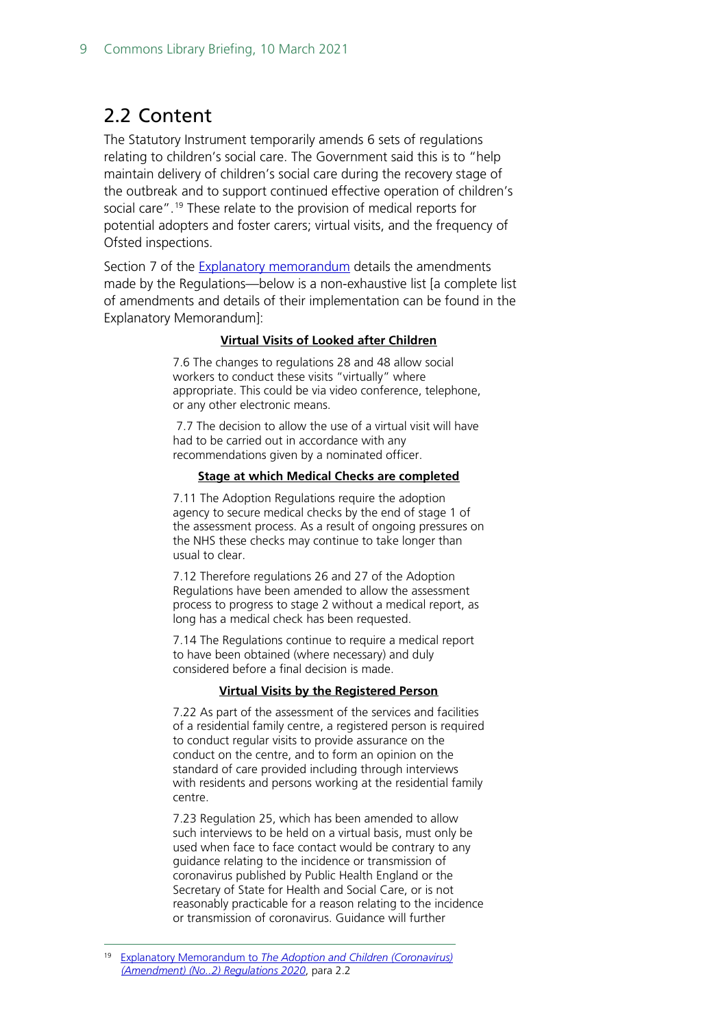## 2.2 Content

The Statutory Instrument temporarily amends 6 sets of regulations relating to children's social care. The Government said this is to "help maintain delivery of children's social care during the recovery stage of the outbreak and to support continued effective operation of children's social care".[19] These relate to the provision of medical reports for potential adopters and foster carers; virtual visits, and the frequency of Ofsted inspections.

Section 7 of the [Explanatory memorandum](#) details the amendments made by the Regulations—below is a non-exhaustive list [a complete list of amendments and details of their implementation can be found in the Explanatory Memorandum]:

> **Virtual Visits of Looked after Children**
>
> 7.6 The changes to regulations 28 and 48 allow social workers to conduct these visits "virtually" where appropriate. This could be via video conference, telephone, or any other electronic means.
>
> 7.7 The decision to allow the use of a virtual visit will have had to be carried out in accordance with any recommendations given by a nominated officer.
>
> **Stage at which Medical Checks are completed**
>
> 7.11 The Adoption Regulations require the adoption agency to secure medical checks by the end of stage 1 of the assessment process. As a result of ongoing pressures on the NHS these checks may continue to take longer than usual to clear.
>
> 7.12 Therefore regulations 26 and 27 of the Adoption Regulations have been amended to allow the assessment process to progress to stage 2 without a medical report, as long has a medical check has been requested.
>
> 7.14 The Regulations continue to require a medical report to have been obtained (where necessary) and duly considered before a final decision is made.
>
> **Virtual Visits by the Registered Person**
>
> 7.22 As part of the assessment of the services and facilities of a residential family centre, a registered person is required to conduct regular visits to provide assurance on the conduct on the centre, and to form an opinion on the standard of care provided including through interviews with residents and persons working at the residential family centre.
>
> 7.23 Regulation 25, which has been amended to allow such interviews to be held on a virtual basis, must only be used when face to face contact would be contrary to any guidance relating to the incidence or transmission of coronavirus published by Public Health England or the Secretary of State for Health and Social Care, or is not reasonably practicable for a reason relating to the incidence or transmission of coronavirus. Guidance will further

---

[19] Explanatory Memorandum to *The Adoption and Children (Coronavirus) (Amendment) (No..2) Regulations 2020*, para 2.2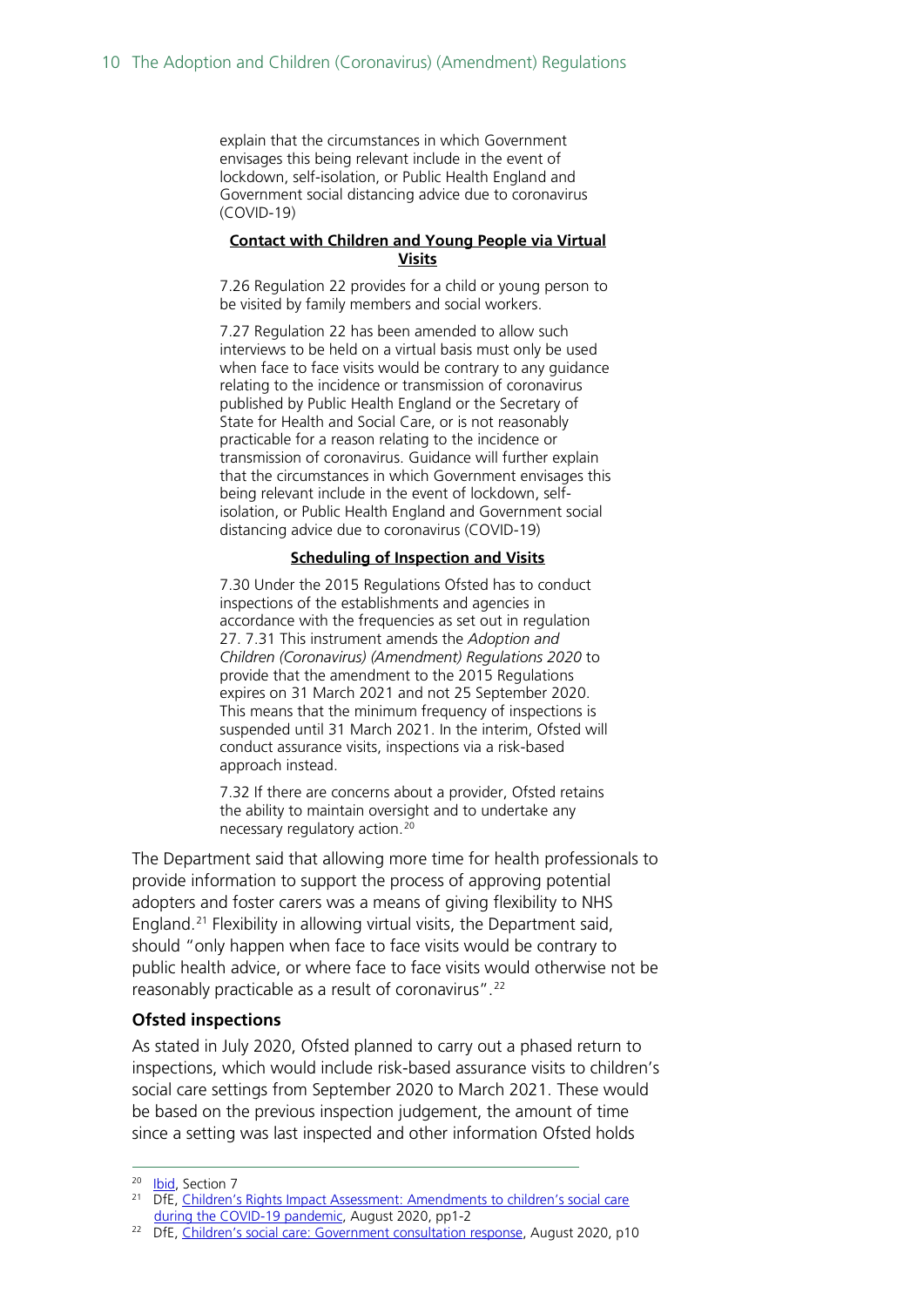> explain that the circumstances in which Government envisages this being relevant include in the event of lockdown, self-isolation, or Public Health England and Government social distancing advice due to coronavirus (COVID-19)
>
> **Contact with Children and Young People via Virtual Visits**
>
> 7.26 Regulation 22 provides for a child or young person to be visited by family members and social workers.
>
> 7.27 Regulation 22 has been amended to allow such interviews to be held on a virtual basis must only be used when face to face visits would be contrary to any guidance relating to the incidence or transmission of coronavirus published by Public Health England or the Secretary of State for Health and Social Care, or is not reasonably practicable for a reason relating to the incidence or transmission of coronavirus. Guidance will further explain that the circumstances in which Government envisages this being relevant include in the event of lockdown, self-isolation, or Public Health England and Government social distancing advice due to coronavirus (COVID-19)
>
> **Scheduling of Inspection and Visits**
>
> 7.30 Under the 2015 Regulations Ofsted has to conduct inspections of the establishments and agencies in accordance with the frequencies as set out in regulation 27. 7.31 This instrument amends the *Adoption and Children (Coronavirus) (Amendment) Regulations 2020* to provide that the amendment to the 2015 Regulations expires on 31 March 2021 and not 25 September 2020. This means that the minimum frequency of inspections is suspended until 31 March 2021. In the interim, Ofsted will conduct assurance visits, inspections via a risk-based approach instead.
>
> 7.32 If there are concerns about a provider, Ofsted retains the ability to maintain oversight and to undertake any necessary regulatory action.[20]

The Department said that allowing more time for health professionals to provide information to support the process of approving potential adopters and foster carers was a means of giving flexibility to NHS England.[21] Flexibility in allowing virtual visits, the Department said, should "only happen when face to face visits would be contrary to public health advice, or where face to face visits would otherwise not be reasonably practicable as a result of coronavirus".[22]

### Ofsted inspections

As stated in July 2020, Ofsted planned to carry out a phased return to inspections, which would include risk-based assurance visits to children's social care settings from September 2020 to March 2021. These would be based on the previous inspection judgement, the amount of time since a setting was last inspected and other information Ofsted holds

---

[20] Ibid, Section 7

[21] DfE, Children's Rights Impact Assessment: Amendments to children's social care during the COVID-19 pandemic, August 2020, pp1-2

[22] DfE, Children's social care: Government consultation response, August 2020, p10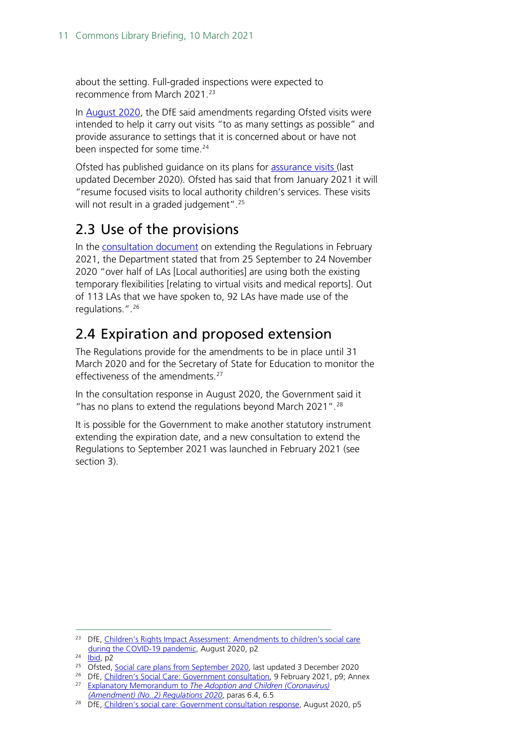about the setting. Full-graded inspections were expected to recommence from March 2021.[23]

In August 2020, the DfE said amendments regarding Ofsted visits were intended to help it carry out visits "to as many settings as possible" and provide assurance to settings that it is concerned about or have not been inspected for some time.[24]

Ofsted has published guidance on its plans for assurance visits (last updated December 2020). Ofsted has said that from January 2021 it will "resume focused visits to local authority children's services. These visits will not result in a graded judgement".[25]

## 2.3 Use of the provisions

In the consultation document on extending the Regulations in February 2021, the Department stated that from 25 September to 24 November 2020 "over half of LAs [Local authorities] are using both the existing temporary flexibilities [relating to virtual visits and medical reports]. Out of 113 LAs that we have spoken to, 92 LAs have made use of the regulations.".[26]

## 2.4 Expiration and proposed extension

The Regulations provide for the amendments to be in place until 31 March 2020 and for the Secretary of State for Education to monitor the effectiveness of the amendments.[27]

In the consultation response in August 2020, the Government said it "has no plans to extend the regulations beyond March 2021".[28]

It is possible for the Government to make another statutory instrument extending the expiration date, and a new consultation to extend the Regulations to September 2021 was launched in February 2021 (see section 3).

---

[23] DfE, Children's Rights Impact Assessment: Amendments to children's social care during the COVID-19 pandemic, August 2020, p2

[24] Ibid, p2

[25] Ofsted, Social care plans from September 2020, last updated 3 December 2020

[26] DfE, Children's Social Care: Government consultation, 9 February 2021, p9; Annex

[27] Explanatory Memorandum to *The Adoption and Children (Coronavirus) (Amendment) (No..2) Regulations 2020*, paras 6.4, 6.5

[28] DfE, Children's social care: Government consultation response, August 2020, p5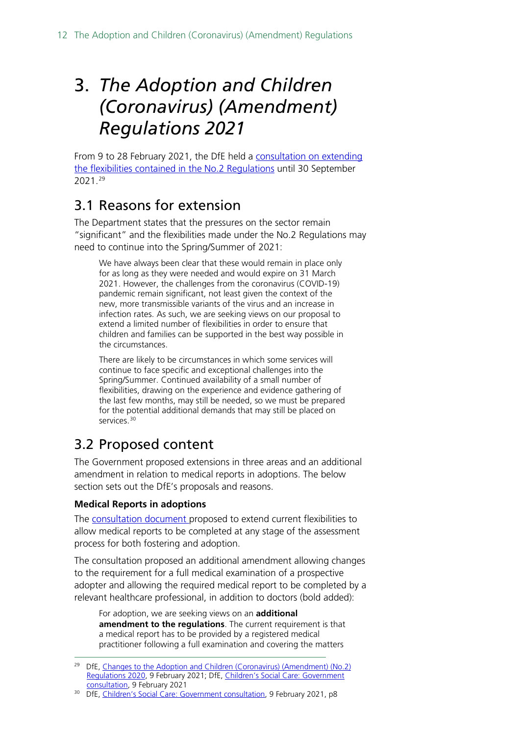# 3. *The Adoption and Children (Coronavirus) (Amendment) Regulations 2021*

From 9 to 28 February 2021, the DfE held a consultation on extending the flexibilities contained in the No.2 Regulations until 30 September 2021.[29]

## 3.1 Reasons for extension

The Department states that the pressures on the sector remain "significant" and the flexibilities made under the No.2 Regulations may need to continue into the Spring/Summer of 2021:

> We have always been clear that these would remain in place only for as long as they were needed and would expire on 31 March 2021. However, the challenges from the coronavirus (COVID-19) pandemic remain significant, not least given the context of the new, more transmissible variants of the virus and an increase in infection rates. As such, we are seeking views on our proposal to extend a limited number of flexibilities in order to ensure that children and families can be supported in the best way possible in the circumstances.
>
> There are likely to be circumstances in which some services will continue to face specific and exceptional challenges into the Spring/Summer. Continued availability of a small number of flexibilities, drawing on the experience and evidence gathering of the last few months, may still be needed, so we must be prepared for the potential additional demands that may still be placed on services.[30]

## 3.2 Proposed content

The Government proposed extensions in three areas and an additional amendment in relation to medical reports in adoptions. The below section sets out the DfE's proposals and reasons.

### Medical Reports in adoptions

The consultation document proposed to extend current flexibilities to allow medical reports to be completed at any stage of the assessment process for both fostering and adoption.

The consultation proposed an additional amendment allowing changes to the requirement for a full medical examination of a prospective adopter and allowing the required medical report to be completed by a relevant healthcare professional, in addition to doctors (bold added):

> For adoption, we are seeking views on an **additional amendment to the regulations**. The current requirement is that a medical report has to be provided by a registered medical practitioner following a full examination and covering the matters

---

[29] DfE, Changes to the Adoption and Children (Coronavirus) (Amendment) (No.2) Regulations 2020, 9 February 2021; DfE, Children's Social Care: Government consultation, 9 February 2021

[30] DfE, Children's Social Care: Government consultation, 9 February 2021, p8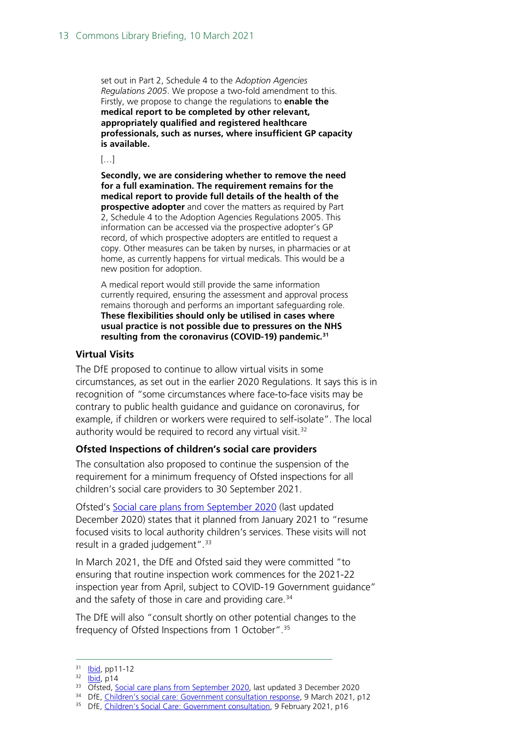> set out in Part 2, Schedule 4 to the A*doption Agencies Regulations 2005*. We propose a two-fold amendment to this. Firstly, we propose to change the regulations to **enable the medical report to be completed by other relevant, appropriately qualified and registered healthcare professionals, such as nurses, where insufficient GP capacity is available.**
>
> […]
>
> **Secondly, we are considering whether to remove the need for a full examination. The requirement remains for the medical report to provide full details of the health of the prospective adopter** and cover the matters as required by Part 2, Schedule 4 to the Adoption Agencies Regulations 2005. This information can be accessed via the prospective adopter's GP record, of which prospective adopters are entitled to request a copy. Other measures can be taken by nurses, in pharmacies or at home, as currently happens for virtual medicals. This would be a new position for adoption.
>
> A medical report would still provide the same information currently required, ensuring the assessment and approval process remains thorough and performs an important safeguarding role. **These flexibilities should only be utilised in cases where usual practice is not possible due to pressures on the NHS resulting from the coronavirus (COVID-19) pandemic.**[31]

### Virtual Visits

The DfE proposed to continue to allow virtual visits in some circumstances, as set out in the earlier 2020 Regulations. It says this is in recognition of "some circumstances where face-to-face visits may be contrary to public health guidance and guidance on coronavirus, for example, if children or workers were required to self-isolate". The local authority would be required to record any virtual visit.[32]

### Ofsted Inspections of children's social care providers

The consultation also proposed to continue the suspension of the requirement for a minimum frequency of Ofsted inspections for all children's social care providers to 30 September 2021.

Ofsted's Social care plans from September 2020 (last updated December 2020) states that it planned from January 2021 to "resume focused visits to local authority children's services. These visits will not result in a graded judgement".[33]

In March 2021, the DfE and Ofsted said they were committed "to ensuring that routine inspection work commences for the 2021-22 inspection year from April, subject to COVID-19 Government guidance" and the safety of those in care and providing care.[34]

The DfE will also "consult shortly on other potential changes to the frequency of Ofsted Inspections from 1 October".[35]

---

[31] Ibid, pp11-12

[32] Ibid, p14

[33] Ofsted, Social care plans from September 2020, last updated 3 December 2020

[34] DfE, Children's social care: Government consultation response, 9 March 2021, p12

[35] DfE, Children's Social Care: Government consultation, 9 February 2021, p16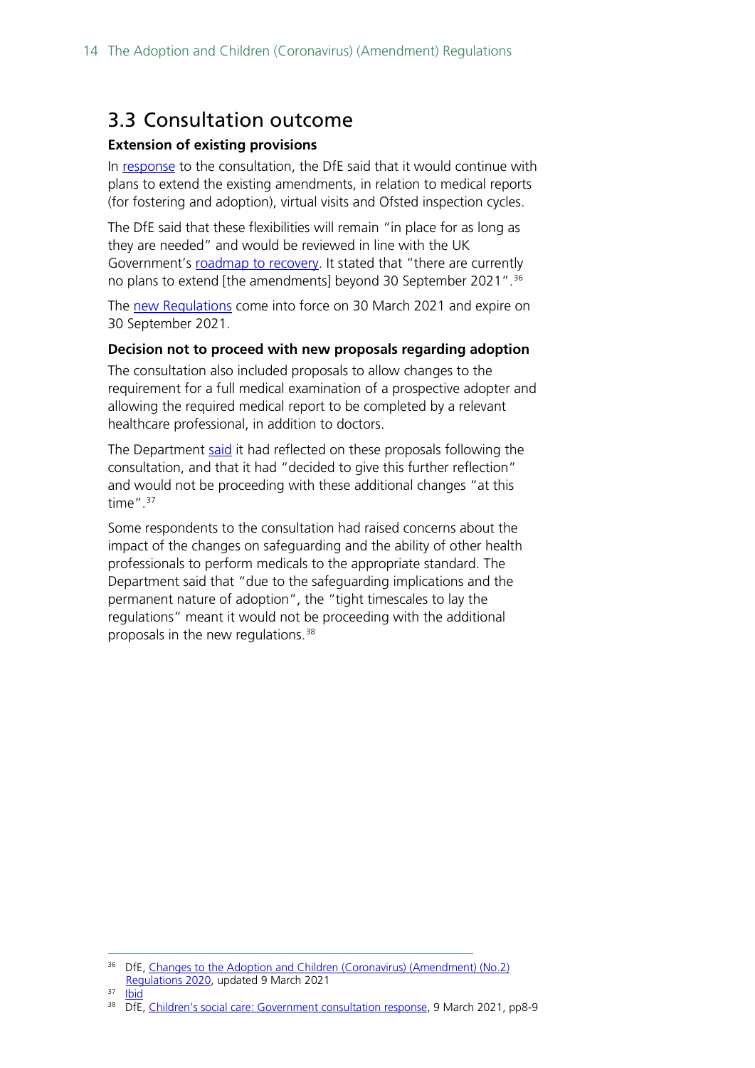## 3.3 Consultation outcome

**Extension of existing provisions**

In response to the consultation, the DfE said that it would continue with plans to extend the existing amendments, in relation to medical reports (for fostering and adoption), virtual visits and Ofsted inspection cycles.

The DfE said that these flexibilities will remain "in place for as long as they are needed" and would be reviewed in line with the UK Government's roadmap to recovery. It stated that "there are currently no plans to extend [the amendments] beyond 30 September 2021".[36]

The new Regulations come into force on 30 March 2021 and expire on 30 September 2021.

**Decision not to proceed with new proposals regarding adoption**

The consultation also included proposals to allow changes to the requirement for a full medical examination of a prospective adopter and allowing the required medical report to be completed by a relevant healthcare professional, in addition to doctors.

The Department said it had reflected on these proposals following the consultation, and that it had "decided to give this further reflection" and would not be proceeding with these additional changes "at this time".[37]

Some respondents to the consultation had raised concerns about the impact of the changes on safeguarding and the ability of other health professionals to perform medicals to the appropriate standard. The Department said that "due to the safeguarding implications and the permanent nature of adoption", the "tight timescales to lay the regulations" meant it would not be proceeding with the additional proposals in the new regulations.[38]

---

[36] DfE, Changes to the Adoption and Children (Coronavirus) (Amendment) (No.2) Regulations 2020, updated 9 March 2021

[37] Ibid

[38] DfE, Children's social care: Government consultation response, 9 March 2021, pp8-9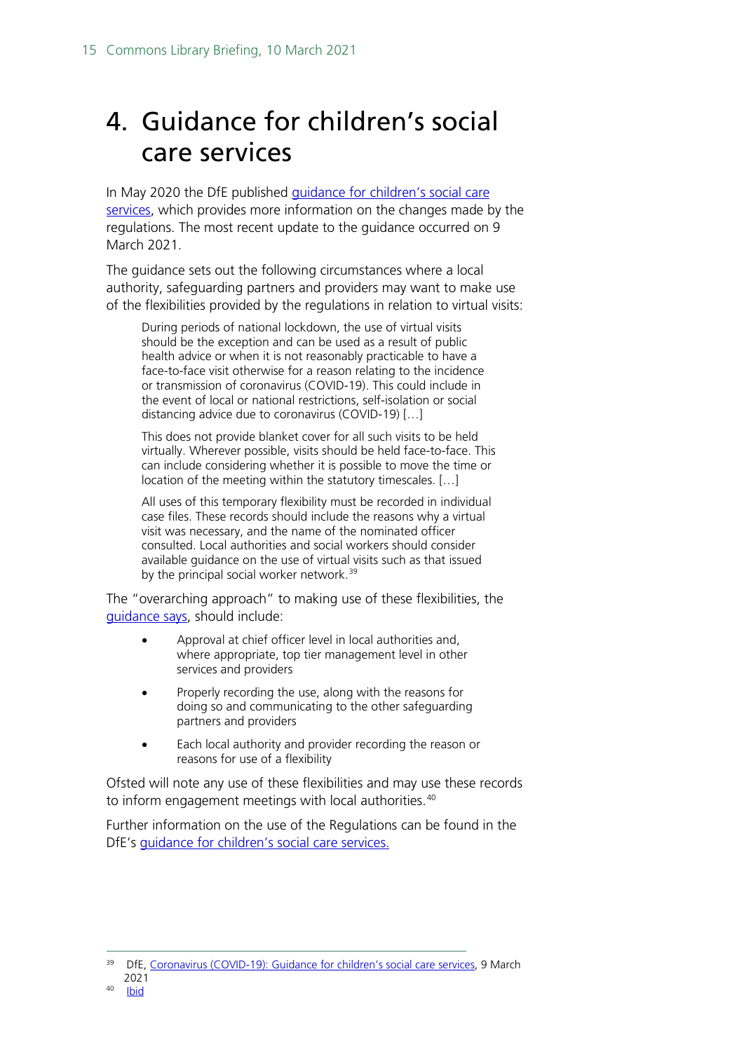# 4. Guidance for children's social care services

In May 2020 the DfE published guidance for children's social care services, which provides more information on the changes made by the regulations. The most recent update to the guidance occurred on 9 March 2021.

The guidance sets out the following circumstances where a local authority, safeguarding partners and providers may want to make use of the flexibilities provided by the regulations in relation to virtual visits:

> During periods of national lockdown, the use of virtual visits should be the exception and can be used as a result of public health advice or when it is not reasonably practicable to have a face-to-face visit otherwise for a reason relating to the incidence or transmission of coronavirus (COVID-19). This could include in the event of local or national restrictions, self-isolation or social distancing advice due to coronavirus (COVID-19) […]
>
> This does not provide blanket cover for all such visits to be held virtually. Wherever possible, visits should be held face-to-face. This can include considering whether it is possible to move the time or location of the meeting within the statutory timescales. […]
>
> All uses of this temporary flexibility must be recorded in individual case files. These records should include the reasons why a virtual visit was necessary, and the name of the nominated officer consulted. Local authorities and social workers should consider available guidance on the use of virtual visits such as that issued by the principal social worker network.[39]

The "overarching approach" to making use of these flexibilities, the guidance says, should include:

- Approval at chief officer level in local authorities and, where appropriate, top tier management level in other services and providers
- Properly recording the use, along with the reasons for doing so and communicating to the other safeguarding partners and providers
- Each local authority and provider recording the reason or reasons for use of a flexibility

Ofsted will note any use of these flexibilities and may use these records to inform engagement meetings with local authorities.[40]

Further information on the use of the Regulations can be found in the DfE's guidance for children's social care services.

---

[39] DfE, Coronavirus (COVID-19): Guidance for children's social care services, 9 March 2021

[40] Ibid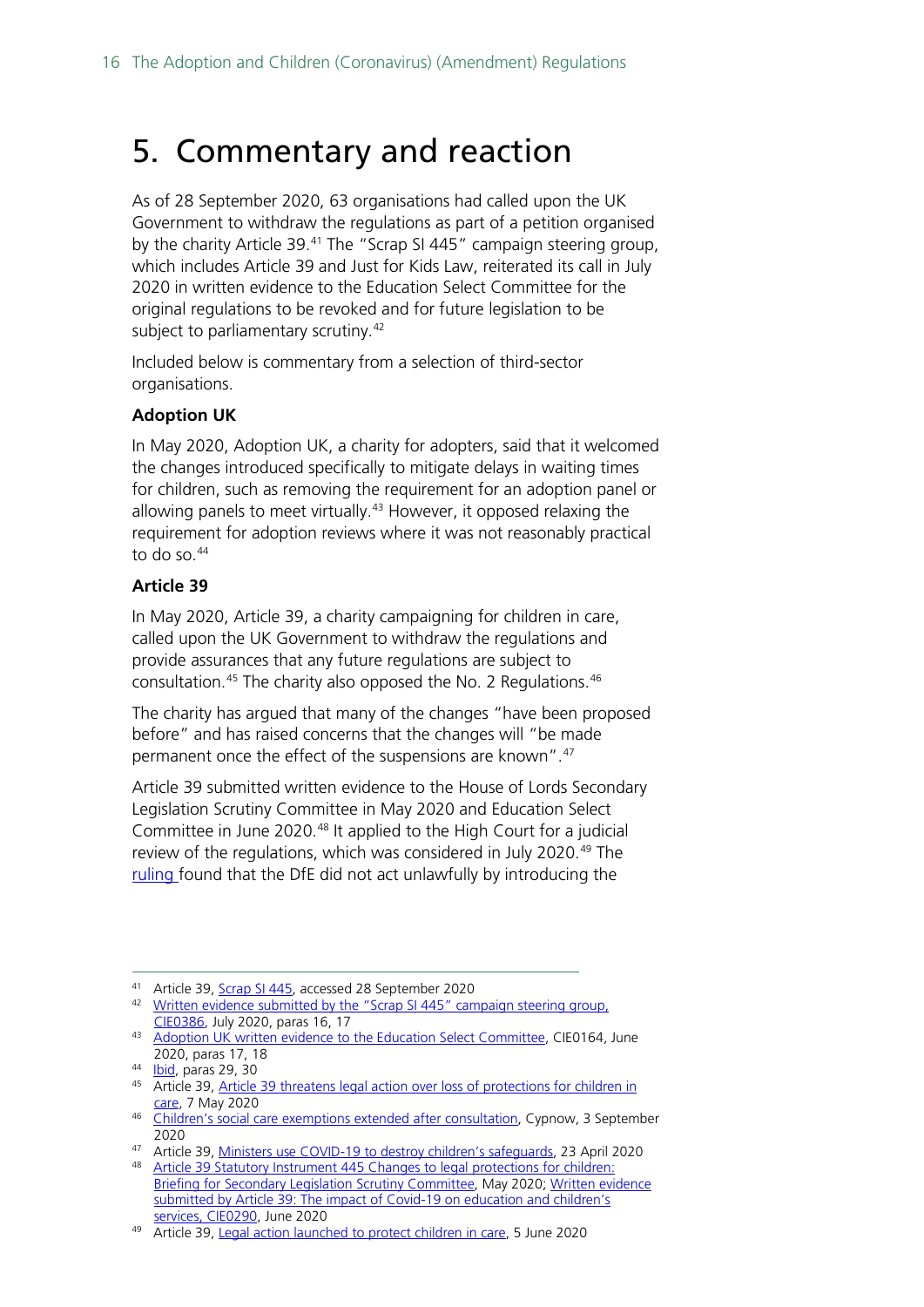# 5. Commentary and reaction

As of 28 September 2020, 63 organisations had called upon the UK Government to withdraw the regulations as part of a petition organised by the charity Article 39.[41] The "Scrap SI 445" campaign steering group, which includes Article 39 and Just for Kids Law, reiterated its call in July 2020 in written evidence to the Education Select Committee for the original regulations to be revoked and for future legislation to be subject to parliamentary scrutiny.[42]

Included below is commentary from a selection of third-sector organisations.

### Adoption UK

In May 2020, Adoption UK, a charity for adopters, said that it welcomed the changes introduced specifically to mitigate delays in waiting times for children, such as removing the requirement for an adoption panel or allowing panels to meet virtually.[43] However, it opposed relaxing the requirement for adoption reviews where it was not reasonably practical to do so.[44]

### Article 39

In May 2020, Article 39, a charity campaigning for children in care, called upon the UK Government to withdraw the regulations and provide assurances that any future regulations are subject to consultation.[45] The charity also opposed the No. 2 Regulations.[46]

The charity has argued that many of the changes "have been proposed before" and has raised concerns that the changes will "be made permanent once the effect of the suspensions are known".[47]

Article 39 submitted written evidence to the House of Lords Secondary Legislation Scrutiny Committee in May 2020 and Education Select Committee in June 2020.[48] It applied to the High Court for a judicial review of the regulations, which was considered in July 2020.[49] The ruling found that the DfE did not act unlawfully by introducing the

---

[41] Article 39, Scrap SI 445, accessed 28 September 2020

[42] Written evidence submitted by the "Scrap SI 445" campaign steering group, CIE0386, July 2020, paras 16, 17

[43] Adoption UK written evidence to the Education Select Committee, CIE0164, June 2020, paras 17, 18

[44] Ibid, paras 29, 30

[45] Article 39, Article 39 threatens legal action over loss of protections for children in care, 7 May 2020

[46] Children's social care exemptions extended after consultation, Cypnow, 3 September 2020

[47] Article 39, Ministers use COVID-19 to destroy children's safeguards, 23 April 2020

[48] Article 39 Statutory Instrument 445 Changes to legal protections for children: Briefing for Secondary Legislation Scrutiny Committee, May 2020; Written evidence submitted by Article 39: The impact of Covid-19 on education and children's services, CIE0290, June 2020

[49] Article 39, Legal action launched to protect children in care, 5 June 2020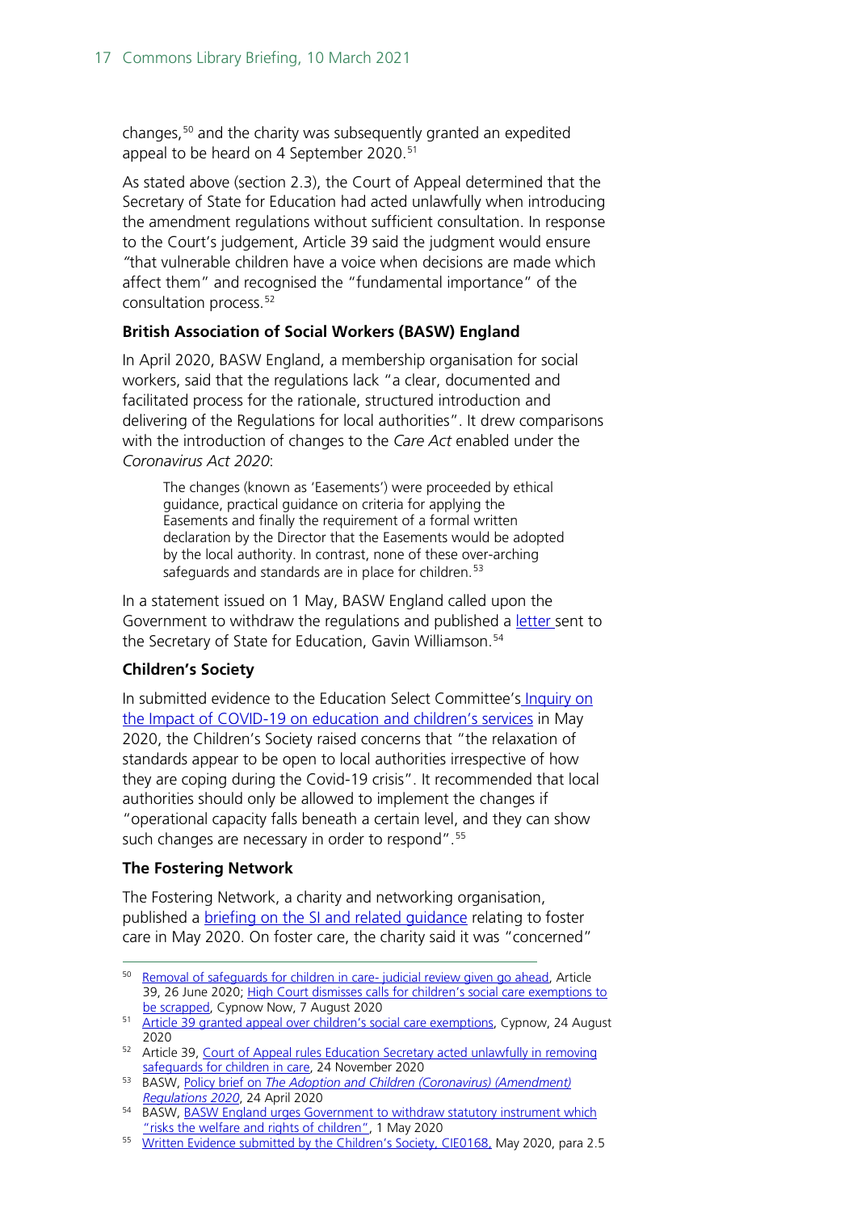changes,[50] and the charity was subsequently granted an expedited appeal to be heard on 4 September 2020.[51]

As stated above (section 2.3), the Court of Appeal determined that the Secretary of State for Education had acted unlawfully when introducing the amendment regulations without sufficient consultation. In response to the Court's judgement, Article 39 said the judgment would ensure "that vulnerable children have a voice when decisions are made which affect them" and recognised the "fundamental importance" of the consultation process.[52]

**British Association of Social Workers (BASW) England**

In April 2020, BASW England, a membership organisation for social workers, said that the regulations lack "a clear, documented and facilitated process for the rationale, structured introduction and delivering of the Regulations for local authorities". It drew comparisons with the introduction of changes to the *Care Act* enabled under the *Coronavirus Act 2020*:

> The changes (known as 'Easements') were proceeded by ethical guidance, practical guidance on criteria for applying the Easements and finally the requirement of a formal written declaration by the Director that the Easements would be adopted by the local authority. In contrast, none of these over-arching safeguards and standards are in place for children.[53]

In a statement issued on 1 May, BASW England called upon the Government to withdraw the regulations and published a letter sent to the Secretary of State for Education, Gavin Williamson.[54]

**Children's Society**

In submitted evidence to the Education Select Committee's Inquiry on the Impact of COVID-19 on education and children's services in May 2020, the Children's Society raised concerns that "the relaxation of standards appear to be open to local authorities irrespective of how they are coping during the Covid-19 crisis". It recommended that local authorities should only be allowed to implement the changes if "operational capacity falls beneath a certain level, and they can show such changes are necessary in order to respond".[55]

**The Fostering Network**

The Fostering Network, a charity and networking organisation, published a briefing on the SI and related guidance relating to foster care in May 2020. On foster care, the charity said it was "concerned"

---

[50] Removal of safeguards for children in care- judicial review given go ahead, Article 39, 26 June 2020; High Court dismisses calls for children's social care exemptions to be scrapped, Cypnow Now, 7 August 2020

[51] Article 39 granted appeal over children's social care exemptions, Cypnow, 24 August 2020

[52] Article 39, Court of Appeal rules Education Secretary acted unlawfully in removing safeguards for children in care, 24 November 2020

[53] BASW, Policy brief on *The Adoption and Children (Coronavirus) (Amendment) Regulations 2020*, 24 April 2020

[54] BASW, BASW England urges Government to withdraw statutory instrument which "risks the welfare and rights of children", 1 May 2020

[55] Written Evidence submitted by the Children's Society, CIE0168, May 2020, para 2.5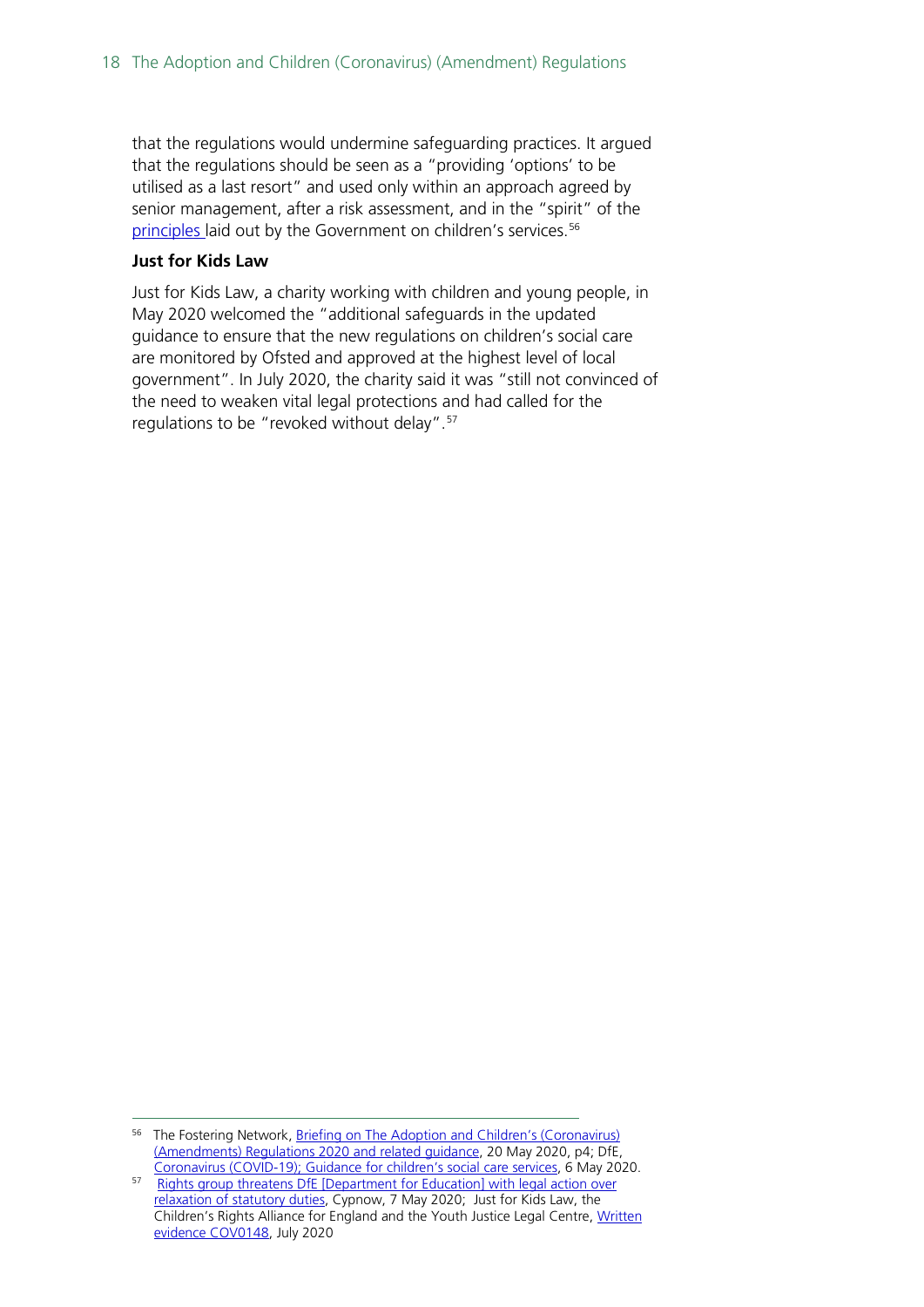that the regulations would undermine safeguarding practices. It argued that the regulations should be seen as a "providing 'options' to be utilised as a last resort" and used only within an approach agreed by senior management, after a risk assessment, and in the "spirit" of the principles laid out by the Government on children's services.[56]

**Just for Kids Law**

Just for Kids Law, a charity working with children and young people, in May 2020 welcomed the "additional safeguards in the updated guidance to ensure that the new regulations on children's social care are monitored by Ofsted and approved at the highest level of local government". In July 2020, the charity said it was "still not convinced of the need to weaken vital legal protections and had called for the regulations to be "revoked without delay".[57]

---

[56] The Fostering Network, Briefing on The Adoption and Children's (Coronavirus) (Amendments) Regulations 2020 and related guidance, 20 May 2020, p4; DfE, Coronavirus (COVID-19); Guidance for children's social care services, 6 May 2020.

[57] Rights group threatens DfE [Department for Education] with legal action over relaxation of statutory duties, Cypnow, 7 May 2020; Just for Kids Law, the Children's Rights Alliance for England and the Youth Justice Legal Centre, Written evidence COV0148, July 2020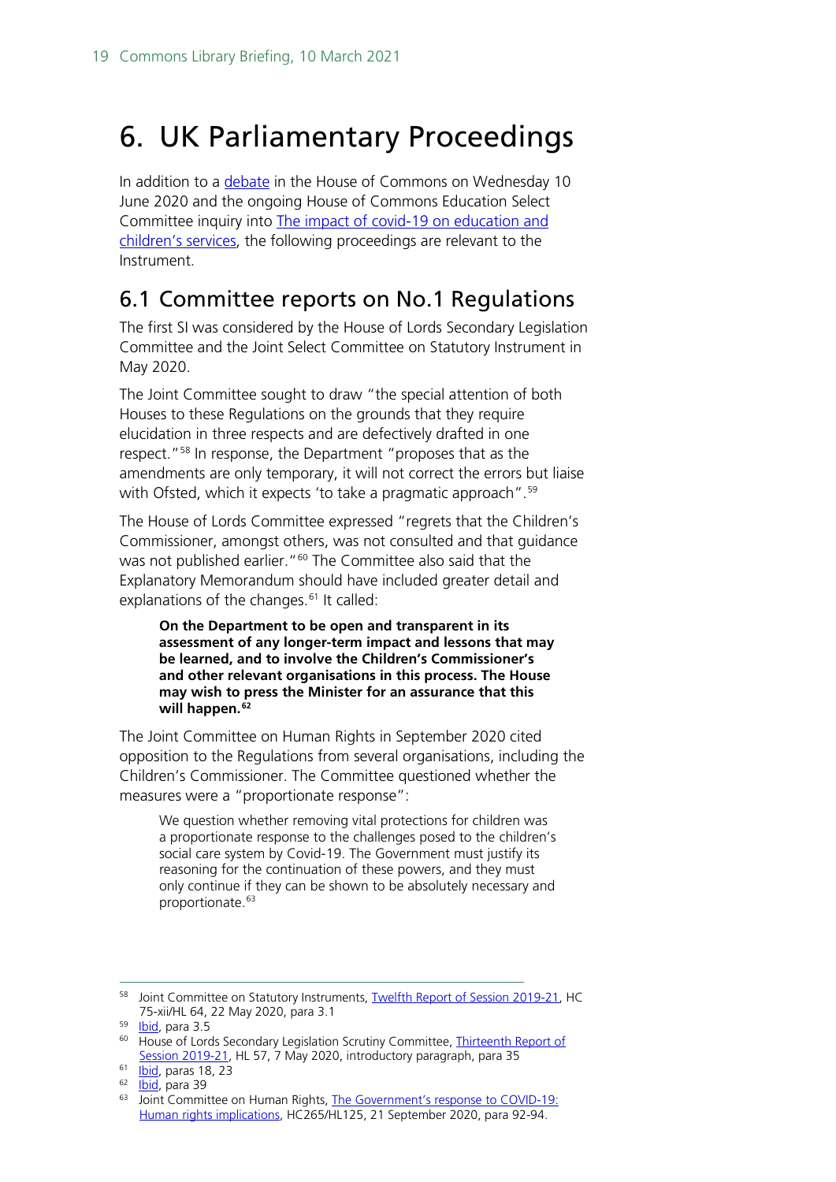# 6. UK Parliamentary Proceedings

In addition to a debate in the House of Commons on Wednesday 10 June 2020 and the ongoing House of Commons Education Select Committee inquiry into The impact of covid-19 on education and children's services, the following proceedings are relevant to the Instrument.

## 6.1 Committee reports on No.1 Regulations

The first SI was considered by the House of Lords Secondary Legislation Committee and the Joint Select Committee on Statutory Instrument in May 2020.

The Joint Committee sought to draw "the special attention of both Houses to these Regulations on the grounds that they require elucidation in three respects and are defectively drafted in one respect."[58] In response, the Department "proposes that as the amendments are only temporary, it will not correct the errors but liaise with Ofsted, which it expects 'to take a pragmatic approach".[59]

The House of Lords Committee expressed "regrets that the Children's Commissioner, amongst others, was not consulted and that guidance was not published earlier."[60] The Committee also said that the Explanatory Memorandum should have included greater detail and explanations of the changes.[61] It called:

> **On the Department to be open and transparent in its assessment of any longer-term impact and lessons that may be learned, and to involve the Children's Commissioner's and other relevant organisations in this process. The House may wish to press the Minister for an assurance that this will happen.[62]**

The Joint Committee on Human Rights in September 2020 cited opposition to the Regulations from several organisations, including the Children's Commissioner. The Committee questioned whether the measures were a "proportionate response":

> We question whether removing vital protections for children was a proportionate response to the challenges posed to the children's social care system by Covid-19. The Government must justify its reasoning for the continuation of these powers, and they must only continue if they can be shown to be absolutely necessary and proportionate.[63]

---

[58] Joint Committee on Statutory Instruments, Twelfth Report of Session 2019-21, HC 75-xii/HL 64, 22 May 2020, para 3.1

[59] Ibid, para 3.5

[60] House of Lords Secondary Legislation Scrutiny Committee, Thirteenth Report of Session 2019-21, HL 57, 7 May 2020, introductory paragraph, para 35

[61] Ibid, paras 18, 23

[62] Ibid, para 39

[63] Joint Committee on Human Rights, The Government's response to COVID-19: Human rights implications, HC265/HL125, 21 September 2020, para 92-94.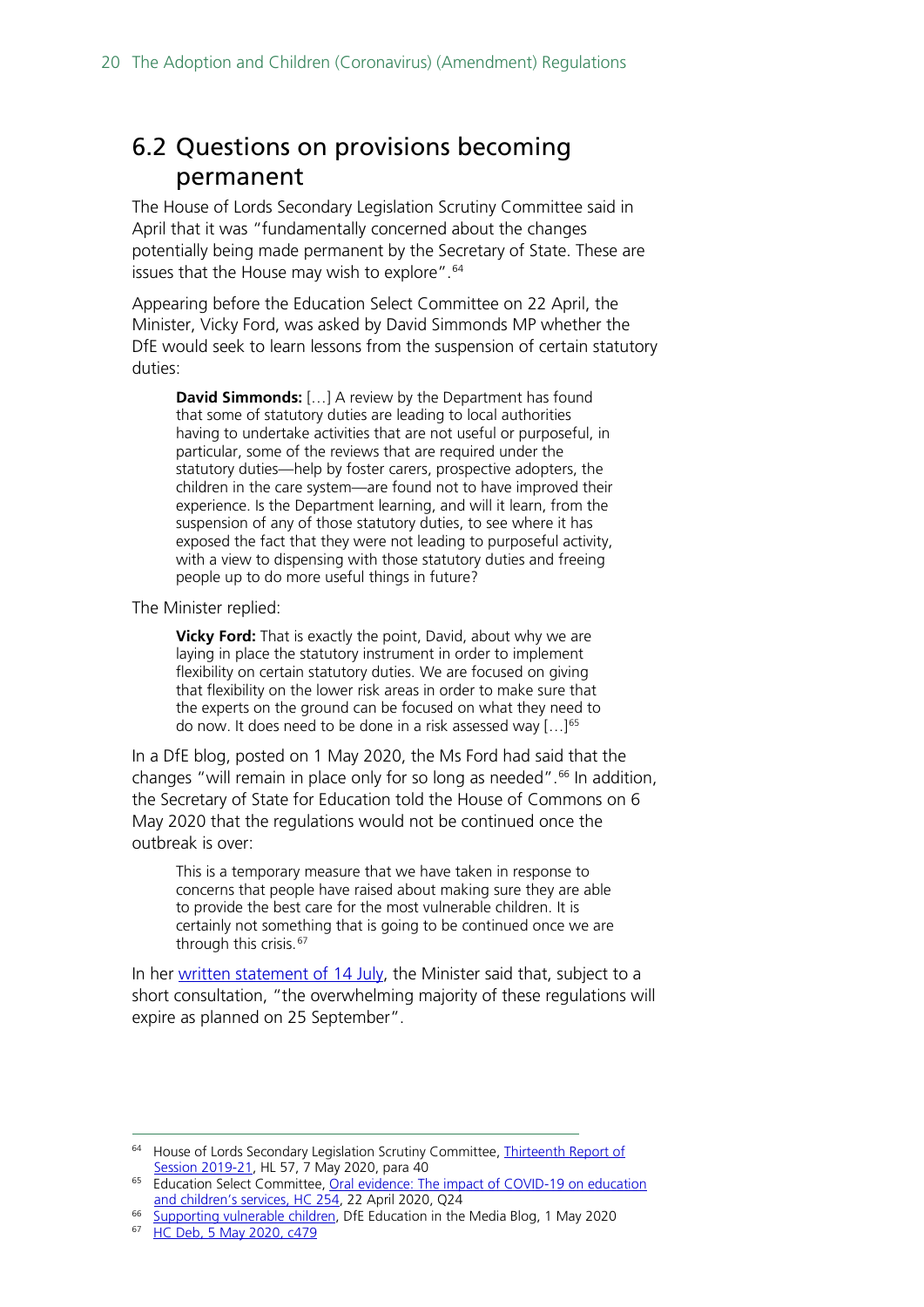## 6.2 Questions on provisions becoming permanent

The House of Lords Secondary Legislation Scrutiny Committee said in April that it was "fundamentally concerned about the changes potentially being made permanent by the Secretary of State. These are issues that the House may wish to explore".[64]

Appearing before the Education Select Committee on 22 April, the Minister, Vicky Ford, was asked by David Simmonds MP whether the DfE would seek to learn lessons from the suspension of certain statutory duties:

> **David Simmonds:** […] A review by the Department has found that some of statutory duties are leading to local authorities having to undertake activities that are not useful or purposeful, in particular, some of the reviews that are required under the statutory duties—help by foster carers, prospective adopters, the children in the care system—are found not to have improved their experience. Is the Department learning, and will it learn, from the suspension of any of those statutory duties, to see where it has exposed the fact that they were not leading to purposeful activity, with a view to dispensing with those statutory duties and freeing people up to do more useful things in future?

The Minister replied:

> **Vicky Ford:** That is exactly the point, David, about why we are laying in place the statutory instrument in order to implement flexibility on certain statutory duties. We are focused on giving that flexibility on the lower risk areas in order to make sure that the experts on the ground can be focused on what they need to do now. It does need to be done in a risk assessed way […][65]

In a DfE blog, posted on 1 May 2020, the Ms Ford had said that the changes "will remain in place only for so long as needed".[66] In addition, the Secretary of State for Education told the House of Commons on 6 May 2020 that the regulations would not be continued once the outbreak is over:

> This is a temporary measure that we have taken in response to concerns that people have raised about making sure they are able to provide the best care for the most vulnerable children. It is certainly not something that is going to be continued once we are through this crisis.[67]

In her written statement of 14 July, the Minister said that, subject to a short consultation, "the overwhelming majority of these regulations will expire as planned on 25 September".

---

[64] House of Lords Secondary Legislation Scrutiny Committee, Thirteenth Report of Session 2019-21, HL 57, 7 May 2020, para 40

[65] Education Select Committee, Oral evidence: The impact of COVID-19 on education and children's services, HC 254, 22 April 2020, Q24

[66] Supporting vulnerable children, DfE Education in the Media Blog, 1 May 2020

[67] HC Deb, 5 May 2020, c479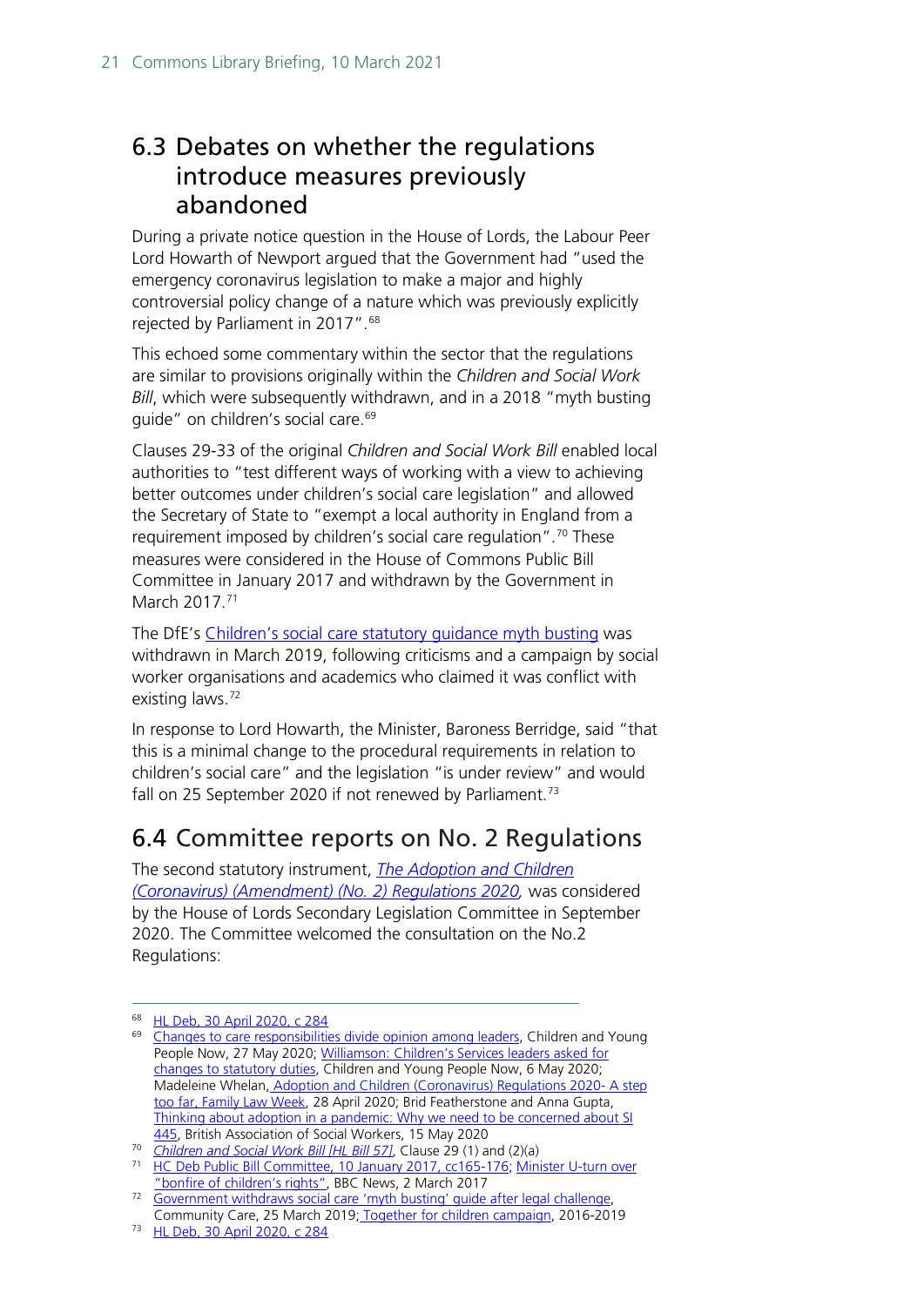## 6.3 Debates on whether the regulations introduce measures previously abandoned

During a private notice question in the House of Lords, the Labour Peer Lord Howarth of Newport argued that the Government had "used the emergency coronavirus legislation to make a major and highly controversial policy change of a nature which was previously explicitly rejected by Parliament in 2017".[68]

This echoed some commentary within the sector that the regulations are similar to provisions originally within the *Children and Social Work Bill*, which were subsequently withdrawn, and in a 2018 "myth busting guide" on children's social care.[69]

Clauses 29-33 of the original *Children and Social Work Bill* enabled local authorities to "test different ways of working with a view to achieving better outcomes under children's social care legislation" and allowed the Secretary of State to "exempt a local authority in England from a requirement imposed by children's social care regulation".[70] These measures were considered in the House of Commons Public Bill Committee in January 2017 and withdrawn by the Government in March 2017.[71]

The DfE's Children's social care statutory guidance myth busting was withdrawn in March 2019, following criticisms and a campaign by social worker organisations and academics who claimed it was conflict with existing laws.[72]

In response to Lord Howarth, the Minister, Baroness Berridge, said "that this is a minimal change to the procedural requirements in relation to children's social care" and the legislation "is under review" and would fall on 25 September 2020 if not renewed by Parliament.[73]

## 6.4 Committee reports on No. 2 Regulations

The second statutory instrument, *The Adoption and Children (Coronavirus) (Amendment) (No. 2) Regulations 2020,* was considered by the House of Lords Secondary Legislation Committee in September 2020. The Committee welcomed the consultation on the No.2 Regulations:

---

68 HL Deb, 30 April 2020, c 284

69 Changes to care responsibilities divide opinion among leaders, Children and Young People Now, 27 May 2020; Williamson: Children's Services leaders asked for changes to statutory duties, Children and Young People Now, 6 May 2020; Madeleine Whelan, Adoption and Children (Coronavirus) Regulations 2020- A step too far, Family Law Week, 28 April 2020; Brid Featherstone and Anna Gupta, Thinking about adoption in a pandemic: Why we need to be concerned about SI 445, British Association of Social Workers, 15 May 2020

70 *Children and Social Work Bill [HL Bill 57]*, Clause 29 (1) and (2)(a)

71 HC Deb Public Bill Committee, 10 January 2017, cc165-176; Minister U-turn over "bonfire of children's rights", BBC News, 2 March 2017

72 Government withdraws social care 'myth busting' guide after legal challenge, Community Care, 25 March 2019; Together for children campaign, 2016-2019

73 HL Deb, 30 April 2020, c 284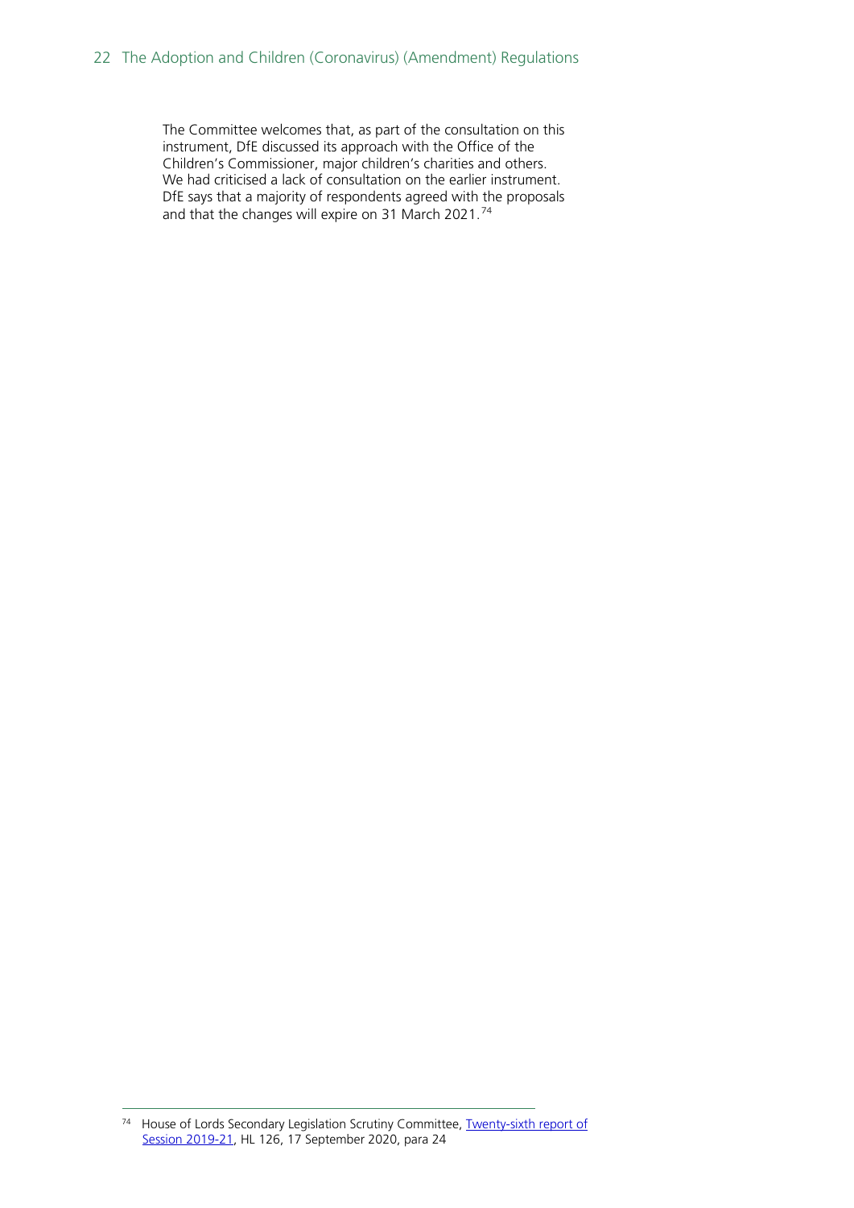The Committee welcomes that, as part of the consultation on this instrument, DfE discussed its approach with the Office of the Children's Commissioner, major children's charities and others. We had criticised a lack of consultation on the earlier instrument. DfE says that a majority of respondents agreed with the proposals and that the changes will expire on 31 March 2021.[74]

---

[74] House of Lords Secondary Legislation Scrutiny Committee, Twenty-sixth report of Session 2019-21, HL 126, 17 September 2020, para 24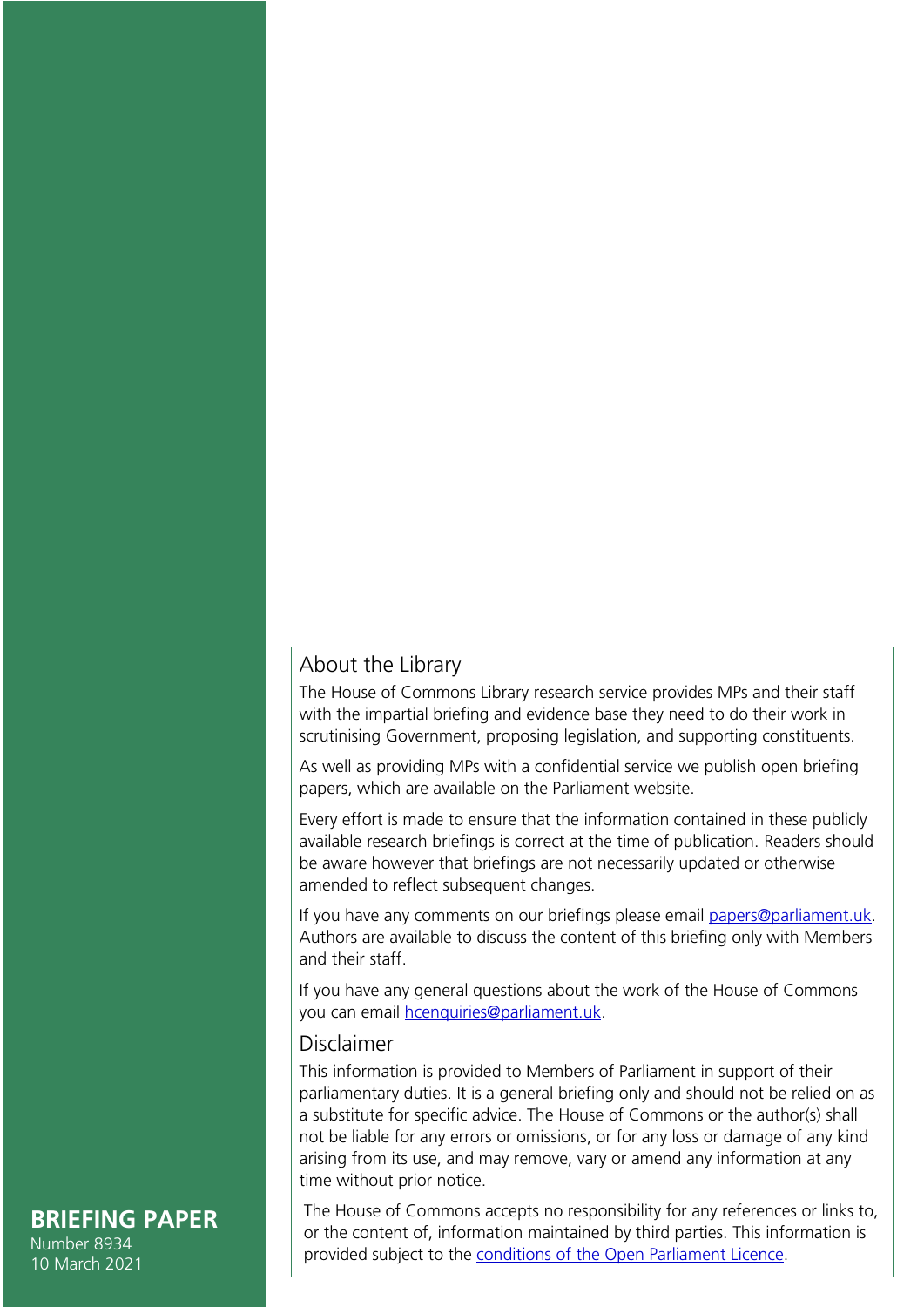## About the Library

The House of Commons Library research service provides MPs and their staff with the impartial briefing and evidence base they need to do their work in scrutinising Government, proposing legislation, and supporting constituents.

As well as providing MPs with a confidential service we publish open briefing papers, which are available on the Parliament website.

Every effort is made to ensure that the information contained in these publicly available research briefings is correct at the time of publication. Readers should be aware however that briefings are not necessarily updated or otherwise amended to reflect subsequent changes.

If you have any comments on our briefings please email [papers@parliament.uk](mailto:papers@parliament.uk). Authors are available to discuss the content of this briefing only with Members and their staff.

If you have any general questions about the work of the House of Commons you can email [hcenquiries@parliament.uk](mailto:hcenquiries@parliament.uk).

## Disclaimer

This information is provided to Members of Parliament in support of their parliamentary duties. It is a general briefing only and should not be relied on as a substitute for specific advice. The House of Commons or the author(s) shall not be liable for any errors or omissions, or for any loss or damage of any kind arising from its use, and may remove, vary or amend any information at any time without prior notice.

The House of Commons accepts no responsibility for any references or links to, or the content of, information maintained by third parties. This information is provided subject to the conditions of the Open Parliament Licence.

**BRIEFING PAPER**
Number 8934
10 March 2021